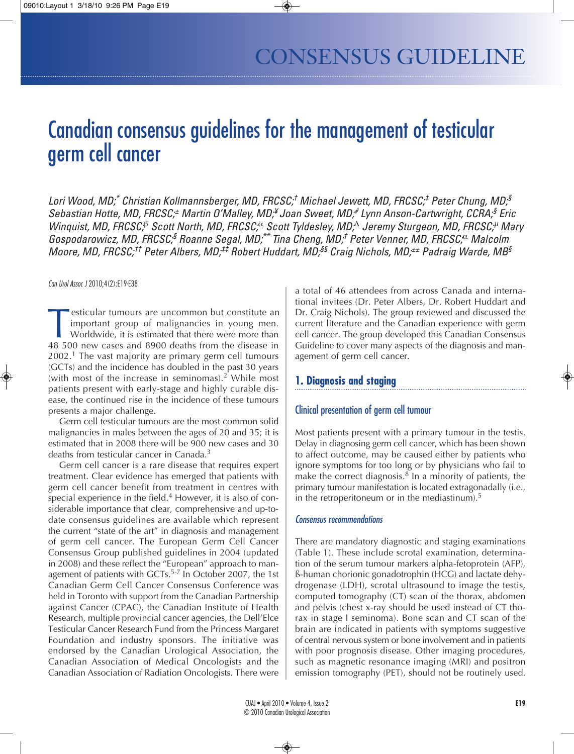# CONSENSUS GUIDELINE

# Canadian consensus guidelines for the management of testicular germ cell cancer

*Lori Wood, MD;[*] Christian Kollmannsberger, MD, FRCSC;[†] Michael Jewett, MD, FRCSC;[‡] Peter Chung, MD;[§] Sebastian Hotte, MD, FRCSC;[±] Martin O'Malley, MD;[¥] Joan Sweet, MD;[#] Lynn Anson-Cartwright, CCRA;[§] Eric Winquist, MD, FRCSC;[β] Scott North, MD, FRCSC;[α] Scott Tyldesley, MD;[Δ] Jeremy Sturgeon, MD, FRCSC;[µ] Mary Gospodarowicz, MD, FRCSC;[§] Roanne Segal, MD;[**] Tina Cheng, MD;[†] Peter Venner, MD, FRCSC;[α] Malcolm Moore, MD, FRCSC;[††] Peter Albers, MD;[‡‡] Robert Huddart, MD;[§§] Craig Nichols, MD;[±±] Padraig Warde, MB[§]*

*Can Urol Assoc J* 2010;4(2):E19-E38

Testicular tumours are uncommon but constitute an important group of malignancies in young men. Worldwide, it is estimated that there were more than 48 500 new cases and 8900 deaths from the disease in 2002.[1] The vast majority are primary germ cell tumours (GCTs) and the incidence has doubled in the past 30 years (with most of the increase in seminomas).[2] While most patients present with early-stage and highly curable disease, the continued rise in the incidence of these tumours presents a major challenge.

Germ cell testicular tumours are the most common solid malignancies in males between the ages of 20 and 35; it is estimated that in 2008 there will be 900 new cases and 30 deaths from testicular cancer in Canada.[3]

Germ cell cancer is a rare disease that requires expert treatment. Clear evidence has emerged that patients with germ cell cancer benefit from treatment in centres with special experience in the field.[4] However, it is also of considerable importance that clear, comprehensive and up-to-date consensus guidelines are available which represent the current "state of the art" in diagnosis and management of germ cell cancer. The European Germ Cell Cancer Consensus Group published guidelines in 2004 (updated in 2008) and these reflect the "European" approach to management of patients with GCTs.[5-7] In October 2007, the 1st Canadian Germ Cell Cancer Consensus Conference was held in Toronto with support from the Canadian Partnership against Cancer (CPAC), the Canadian Institute of Health Research, multiple provincial cancer agencies, the Dell'Elce Testicular Cancer Research Fund from the Princess Margaret Foundation and industry sponsors. The initiative was endorsed by the Canadian Urological Association, the Canadian Association of Medical Oncologists and the Canadian Association of Radiation Oncologists. There were a total of 46 attendees from across Canada and international invitees (Dr. Peter Albers, Dr. Robert Huddart and Dr. Craig Nichols). The group reviewed and discussed the current literature and the Canadian experience with germ cell cancer. The group developed this Canadian Consensus Guideline to cover many aspects of the diagnosis and management of germ cell cancer.

## 1. Diagnosis and staging

### Clinical presentation of germ cell tumour

Most patients present with a primary tumour in the testis. Delay in diagnosing germ cell cancer, which has been shown to affect outcome, may be caused either by patients who ignore symptoms for too long or by physicians who fail to make the correct diagnosis.[8] In a minority of patients, the primary tumour manifestation is located extragonadally (i.e., in the retroperitoneum or in the mediastinum).[5]

#### *Consensus recommendations*

There are mandatory diagnostic and staging examinations (Table 1). These include scrotal examination, determination of the serum tumour markers alpha-fetoprotein (AFP), ß-human chorionic gonadotrophin (HCG) and lactate dehydrogenase (LDH), scrotal ultrasound to image the testis, computed tomography (CT) scan of the thorax, abdomen and pelvis (chest x-ray should be used instead of CT thorax in stage I seminoma). Bone scan and CT scan of the brain are indicated in patients with symptoms suggestive of central nervous system or bone involvement and in patients with poor prognosis disease. Other imaging procedures, such as magnetic resonance imaging (MRI) and positron emission tomography (PET), should not be routinely used.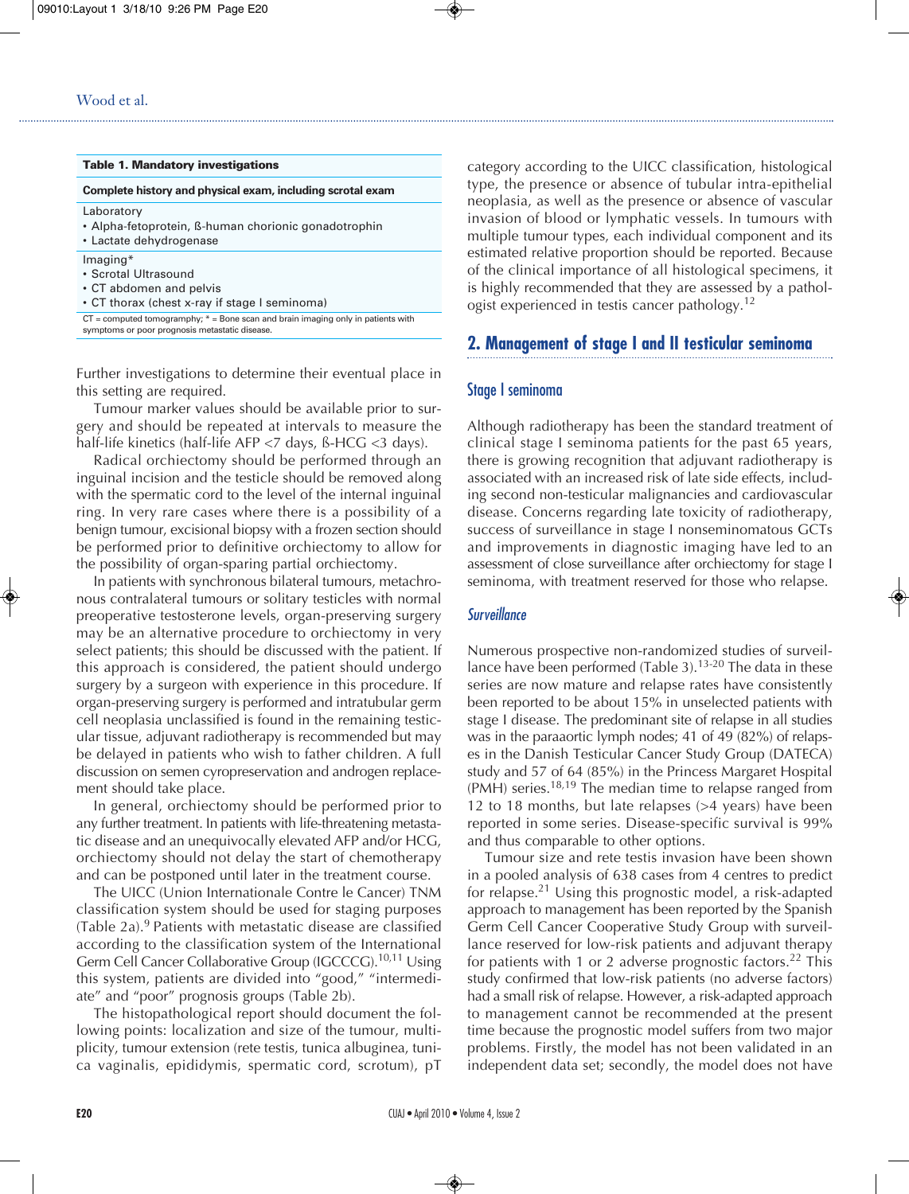**Table 1. Mandatory investigations**

| |
|---|
| **Complete history and physical exam, including scrotal exam** |
| Laboratory<br>• Alpha-fetoprotein, ß-human chorionic gonadotrophin<br>• Lactate dehydrogenase |
| Imaging*<br>• Scrotal Ultrasound<br>• CT abdomen and pelvis<br>• CT thorax (chest x-ray if stage I seminoma) |

CT = computed tomography; * = Bone scan and brain imaging only in patients with symptoms or poor prognosis metastatic disease.

Further investigations to determine their eventual place in this setting are required.

Tumour marker values should be available prior to surgery and should be repeated at intervals to measure the half-life kinetics (half-life AFP <7 days, ß-HCG <3 days).

Radical orchiectomy should be performed through an inguinal incision and the testicle should be removed along with the spermatic cord to the level of the internal inguinal ring. In very rare cases where there is a possibility of a benign tumour, excisional biopsy with a frozen section should be performed prior to definitive orchiectomy to allow for the possibility of organ-sparing partial orchiectomy.

In patients with synchronous bilateral tumours, metachronous contralateral tumours or solitary testicles with normal preoperative testosterone levels, organ-preserving surgery may be an alternative procedure to orchiectomy in very select patients; this should be discussed with the patient. If this approach is considered, the patient should undergo surgery by a surgeon with experience in this procedure. If organ-preserving surgery is performed and intratubular germ cell neoplasia unclassified is found in the remaining testicular tissue, adjuvant radiotherapy is recommended but may be delayed in patients who wish to father children. A full discussion on semen cyropreservation and androgen replacement should take place.

In general, orchiectomy should be performed prior to any further treatment. In patients with life-threatening metastatic disease and an unequivocally elevated AFP and/or HCG, orchiectomy should not delay the start of chemotherapy and can be postponed until later in the treatment course.

The UICC (Union Internationale Contre le Cancer) TNM classification system should be used for staging purposes (Table 2a).[9] Patients with metastatic disease are classified according to the classification system of the International Germ Cell Cancer Collaborative Group (IGCCCG).[10,11] Using this system, patients are divided into "good," "intermediate" and "poor" prognosis groups (Table 2b).

The histopathological report should document the following points: localization and size of the tumour, multiplicity, tumour extension (rete testis, tunica albuginea, tunica vaginalis, epididymis, spermatic cord, scrotum), pT category according to the UICC classification, histological type, the presence or absence of tubular intra-epithelial neoplasia, as well as the presence or absence of vascular invasion of blood or lymphatic vessels. In tumours with multiple tumour types, each individual component and its estimated relative proportion should be reported. Because of the clinical importance of all histological specimens, it is highly recommended that they are assessed by a pathologist experienced in testis cancer pathology.[12]

## 2. Management of stage I and II testicular seminoma

### Stage I seminoma

Although radiotherapy has been the standard treatment of clinical stage I seminoma patients for the past 65 years, there is growing recognition that adjuvant radiotherapy is associated with an increased risk of late side effects, including second non-testicular malignancies and cardiovascular disease. Concerns regarding late toxicity of radiotherapy, success of surveillance in stage I nonseminomatous GCTs and improvements in diagnostic imaging have led to an assessment of close surveillance after orchiectomy for stage I seminoma, with treatment reserved for those who relapse.

#### *Surveillance*

Numerous prospective non-randomized studies of surveillance have been performed (Table 3).[13-20] The data in these series are now mature and relapse rates have consistently been reported to be about 15% in unselected patients with stage I disease. The predominant site of relapse in all studies was in the paraaortic lymph nodes; 41 of 49 (82%) of relapses in the Danish Testicular Cancer Study Group (DATECA) study and 57 of 64 (85%) in the Princess Margaret Hospital (PMH) series.[18,19] The median time to relapse ranged from 12 to 18 months, but late relapses (>4 years) have been reported in some series. Disease-specific survival is 99% and thus comparable to other options.

Tumour size and rete testis invasion have been shown in a pooled analysis of 638 cases from 4 centres to predict for relapse.[21] Using this prognostic model, a risk-adapted approach to management has been reported by the Spanish Germ Cell Cancer Cooperative Study Group with surveillance reserved for low-risk patients and adjuvant therapy for patients with 1 or 2 adverse prognostic factors.[22] This study confirmed that low-risk patients (no adverse factors) had a small risk of relapse. However, a risk-adapted approach to management cannot be recommended at the present time because the prognostic model suffers from two major problems. Firstly, the model has not been validated in an independent data set; secondly, the model does not have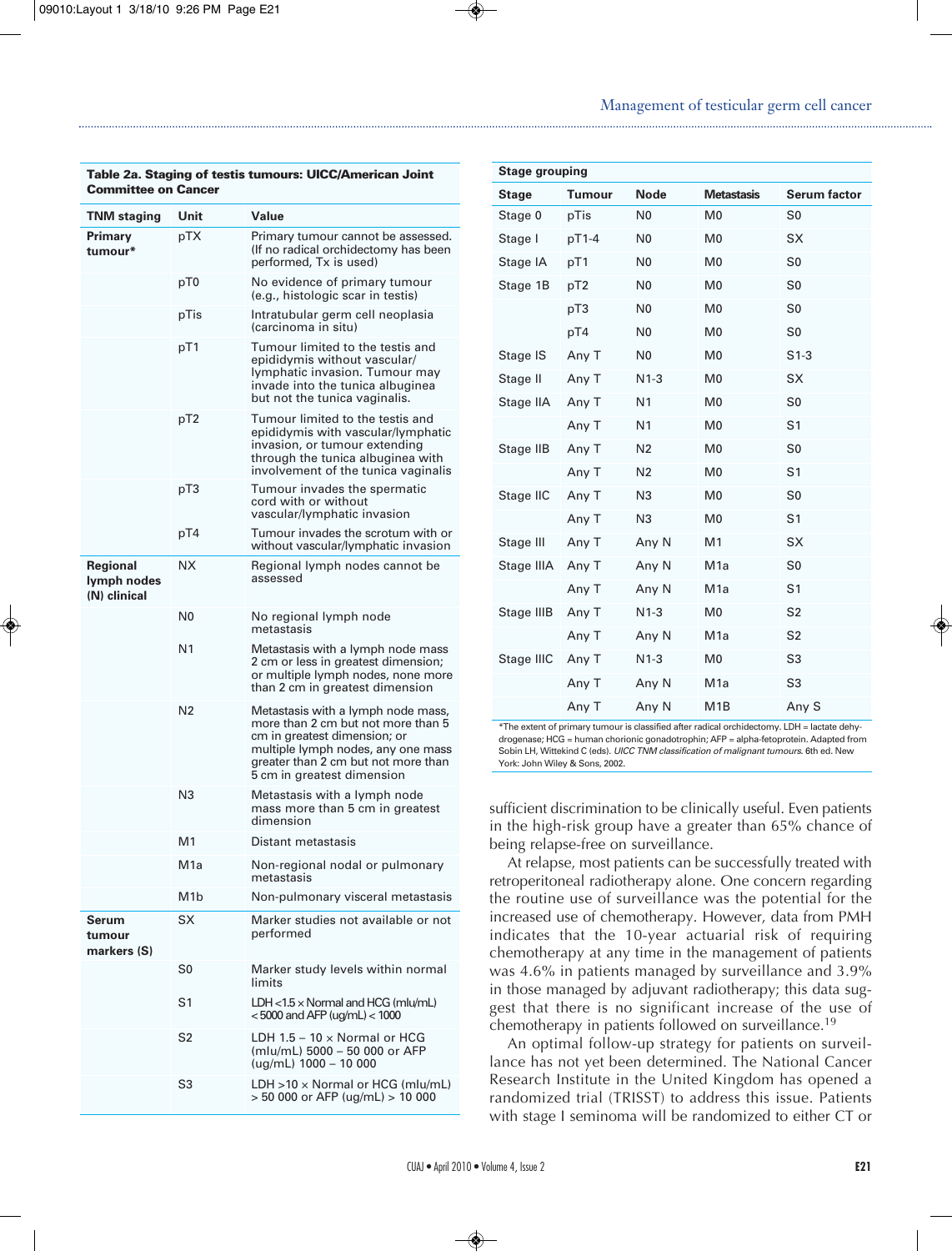**Table 2a. Staging of testis tumours: UICC/American Joint Committee on Cancer**

| TNM staging | Unit | Value |
|---|---|---|
| Primary tumour* | pTX | Primary tumour cannot be assessed. (If no radical orchidectomy has been performed, Tx is used) |
| | pT0 | No evidence of primary tumour (e.g., histologic scar in testis) |
| | pTis | Intratubular germ cell neoplasia (carcinoma in situ) |
| | pT1 | Tumour limited to the testis and epididymis without vascular/lymphatic invasion. Tumour may invade into the tunica albuginea but not the tunica vaginalis. |
| | pT2 | Tumour limited to the testis and epididymis with vascular/lymphatic invasion, or tumour extending through the tunica albuginea with involvement of the tunica vaginalis |
| | pT3 | Tumour invades the spermatic cord with or without vascular/lymphatic invasion |
| | pT4 | Tumour invades the scrotum with or without vascular/lymphatic invasion |
| Regional lymph nodes (N) clinical | NX | Regional lymph nodes cannot be assessed |
| | N0 | No regional lymph node metastasis |
| | N1 | Metastasis with a lymph node mass 2 cm or less in greatest dimension; or multiple lymph nodes, none more than 2 cm in greatest dimension |
| | N2 | Metastasis with a lymph node mass, more than 2 cm but not more than 5 cm in greatest dimension; or multiple lymph nodes, any one mass greater than 2 cm but not more than 5 cm in greatest dimension |
| | N3 | Metastasis with a lymph node mass more than 5 cm in greatest dimension |
| | M1 | Distant metastasis |
| | M1a | Non-regional nodal or pulmonary metastasis |
| | M1b | Non-pulmonary visceral metastasis |
| Serum tumour markers (S) | SX | Marker studies not available or not performed |
| | S0 | Marker study levels within normal limits |
| | S1 | LDH <1.5 × Normal and HCG (mIu/mL) < 5000 and AFP (ug/mL) < 1000 |
| | S2 | LDH 1.5 – 10 × Normal or HCG (mIu/mL) 5000 – 50 000 or AFP (ug/mL) 1000 – 10 000 |
| | S3 | LDH >10 × Normal or HCG (mIu/mL) > 50 000 or AFP (ug/mL) > 10 000 |

**Stage grouping**

| Stage | Tumour | Node | Metastasis | Serum factor |
|---|---|---|---|---|
| Stage 0 | pTis | N0 | M0 | S0 |
| Stage I | pT1-4 | N0 | M0 | SX |
| Stage IA | pT1 | N0 | M0 | S0 |
| Stage 1B | pT2 | N0 | M0 | S0 |
| | pT3 | N0 | M0 | S0 |
| | pT4 | N0 | M0 | S0 |
| Stage IS | Any T | N0 | M0 | S1-3 |
| Stage II | Any T | N1-3 | M0 | SX |
| Stage IIA | Any T | N1 | M0 | S0 |
| | Any T | N1 | M0 | S1 |
| Stage IIB | Any T | N2 | M0 | S0 |
| | Any T | N2 | M0 | S1 |
| Stage IIC | Any T | N3 | M0 | S0 |
| | Any T | N3 | M0 | S1 |
| Stage III | Any T | Any N | M1 | SX |
| Stage IIIA | Any T | Any N | M1a | S0 |
| | Any T | Any N | M1a | S1 |
| Stage IIIB | Any T | N1-3 | M0 | S2 |
| | Any T | Any N | M1a | S2 |
| Stage IIIC | Any T | N1-3 | M0 | S3 |
| | Any T | Any N | M1a | S3 |
| | Any T | Any N | M1B | Any S |

*The extent of primary tumour is classified after radical orchidectomy. LDH = lactate dehydrogenase; HCG = human chorionic gonadotrophin; AFP = alpha-fetoprotein. Adapted from Sobin LH, Wittekind C (eds). *UICC TNM classification of malignant tumours.* 6th ed. New York: John Wiley & Sons, 2002.

sufficient discrimination to be clinically useful. Even patients in the high-risk group have a greater than 65% chance of being relapse-free on surveillance.

At relapse, most patients can be successfully treated with retroperitoneal radiotherapy alone. One concern regarding the routine use of surveillance was the potential for the increased use of chemotherapy. However, data from PMH indicates that the 10-year actuarial risk of requiring chemotherapy at any time in the management of patients was 4.6% in patients managed by surveillance and 3.9% in those managed by adjuvant radiotherapy; this data suggest that there is no significant increase of the use of chemotherapy in patients followed on surveillance.[19]

An optimal follow-up strategy for patients on surveillance has not yet been determined. The National Cancer Research Institute in the United Kingdom has opened a randomized trial (TRISST) to address this issue. Patients with stage I seminoma will be randomized to either CT or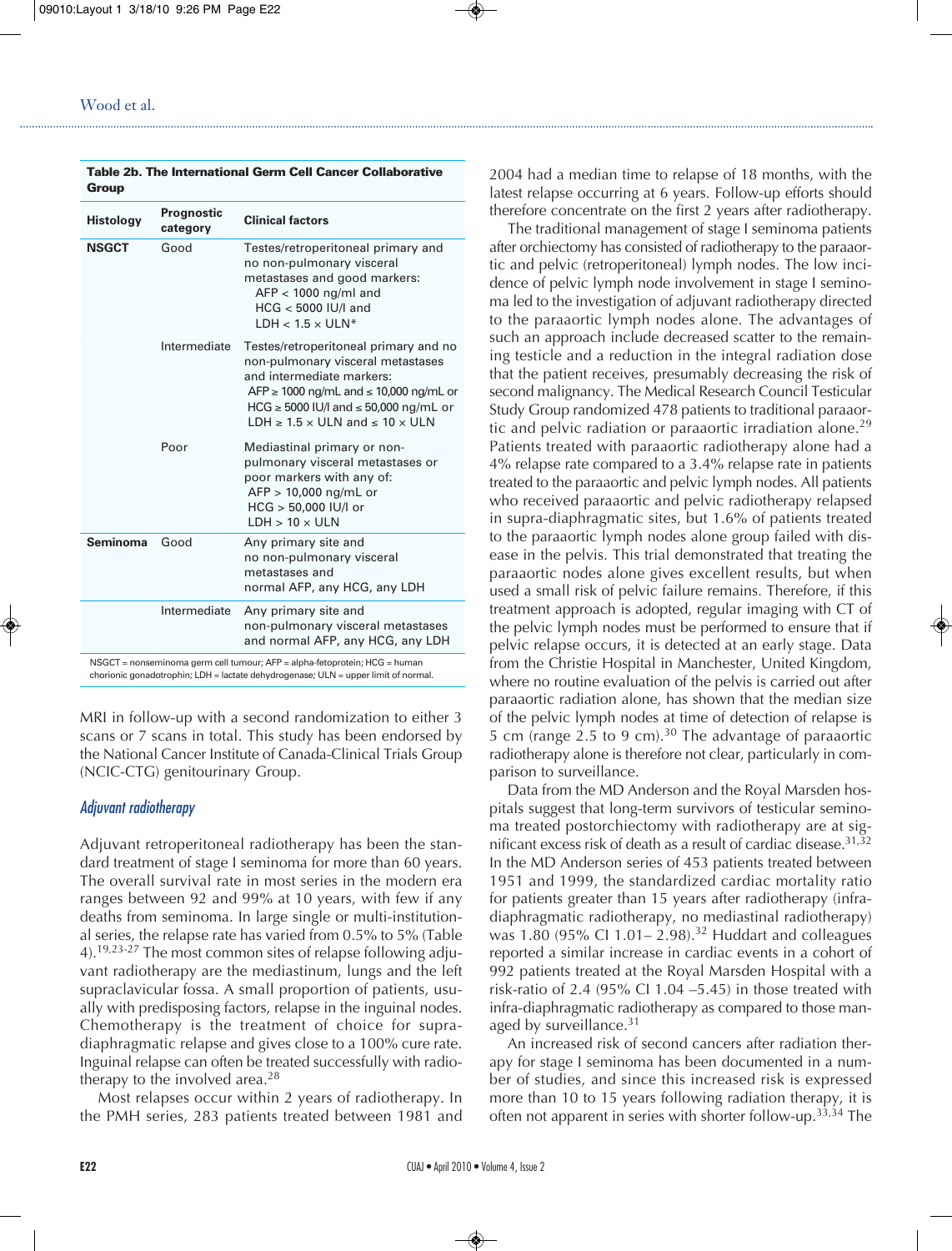**Table 2b. The International Germ Cell Cancer Collaborative Group**

| Histology | Prognostic category | Clinical factors |
|---|---|---|
| **NSGCT** | Good | Testes/retroperitoneal primary and no non-pulmonary visceral metastases and good markers: AFP < 1000 ng/ml and HCG < 5000 IU/l and LDH < 1.5 × ULN* |
| | Intermediate | Testes/retroperitoneal primary and no non-pulmonary visceral metastases and intermediate markers: AFP ≥ 1000 ng/mL and ≤ 10,000 ng/mL or HCG ≥ 5000 IU/l and ≤ 50,000 ng/mL or LDH ≥ 1.5 × ULN and ≤ 10 × ULN |
| | Poor | Mediastinal primary or non-pulmonary visceral metastases or poor markers with any of: AFP > 10,000 ng/mL or HCG > 50,000 IU/l or LDH > 10 × ULN |
| **Seminoma** | Good | Any primary site and no non-pulmonary visceral metastases and normal AFP, any HCG, any LDH |
| | Intermediate | Any primary site and non-pulmonary visceral metastases and normal AFP, any HCG, any LDH |

NSGCT = nonseminoma germ cell tumour; AFP = alpha-fetoprotein; HCG = human chorionic gonadotrophin; LDH = lactate dehydrogenase; ULN = upper limit of normal.

MRI in follow-up with a second randomization to either 3 scans or 7 scans in total. This study has been endorsed by the National Cancer Institute of Canada-Clinical Trials Group (NCIC-CTG) genitourinary Group.

### *Adjuvant radiotherapy*

Adjuvant retroperitoneal radiotherapy has been the standard treatment of stage I seminoma for more than 60 years. The overall survival rate in most series in the modern era ranges between 92 and 99% at 10 years, with few if any deaths from seminoma. In large single or multi-institutional series, the relapse rate has varied from 0.5% to 5% (Table 4).[19,23-27] The most common sites of relapse following adjuvant radiotherapy are the mediastinum, lungs and the left supraclavicular fossa. A small proportion of patients, usually with predisposing factors, relapse in the inguinal nodes. Chemotherapy is the treatment of choice for supradiaphragmatic relapse and gives close to a 100% cure rate. Inguinal relapse can often be treated successfully with radiotherapy to the involved area.[28]

Most relapses occur within 2 years of radiotherapy. In the PMH series, 283 patients treated between 1981 and 2004 had a median time to relapse of 18 months, with the latest relapse occurring at 6 years. Follow-up efforts should therefore concentrate on the first 2 years after radiotherapy.

The traditional management of stage I seminoma patients after orchiectomy has consisted of radiotherapy to the paraaortic and pelvic (retroperitoneal) lymph nodes. The low incidence of pelvic lymph node involvement in stage I seminoma led to the investigation of adjuvant radiotherapy directed to the paraaortic lymph nodes alone. The advantages of such an approach include decreased scatter to the remaining testicle and a reduction in the integral radiation dose that the patient receives, presumably decreasing the risk of second malignancy. The Medical Research Council Testicular Study Group randomized 478 patients to traditional paraaortic and pelvic radiation or paraaortic irradiation alone.[29] Patients treated with paraaortic radiotherapy alone had a 4% relapse rate compared to a 3.4% relapse rate in patients treated to the paraaortic and pelvic lymph nodes. All patients who received paraaortic and pelvic radiotherapy relapsed in supra-diaphragmatic sites, but 1.6% of patients treated to the paraaortic lymph nodes alone group failed with disease in the pelvis. This trial demonstrated that treating the paraaortic nodes alone gives excellent results, but when used a small risk of pelvic failure remains. Therefore, if this treatment approach is adopted, regular imaging with CT of the pelvic lymph nodes must be performed to ensure that if pelvic relapse occurs, it is detected at an early stage. Data from the Christie Hospital in Manchester, United Kingdom, where no routine evaluation of the pelvis is carried out after paraaortic radiation alone, has shown that the median size of the pelvic lymph nodes at time of detection of relapse is 5 cm (range 2.5 to 9 cm).[30] The advantage of paraaortic radiotherapy alone is therefore not clear, particularly in comparison to surveillance.

Data from the MD Anderson and the Royal Marsden hospitals suggest that long-term survivors of testicular seminoma treated postorchiectomy with radiotherapy are at significant excess risk of death as a result of cardiac disease.[31,32] In the MD Anderson series of 453 patients treated between 1951 and 1999, the standardized cardiac mortality ratio for patients greater than 15 years after radiotherapy (infradiaphragmatic radiotherapy, no mediastinal radiotherapy) was 1.80 (95% CI 1.01– 2.98).[32] Huddart and colleagues reported a similar increase in cardiac events in a cohort of 992 patients treated at the Royal Marsden Hospital with a risk-ratio of 2.4 (95% CI 1.04 –5.45) in those treated with infra-diaphragmatic radiotherapy as compared to those managed by surveillance.[31]

An increased risk of second cancers after radiation therapy for stage I seminoma has been documented in a number of studies, and since this increased risk is expressed more than 10 to 15 years following radiation therapy, it is often not apparent in series with shorter follow-up.[33,34] The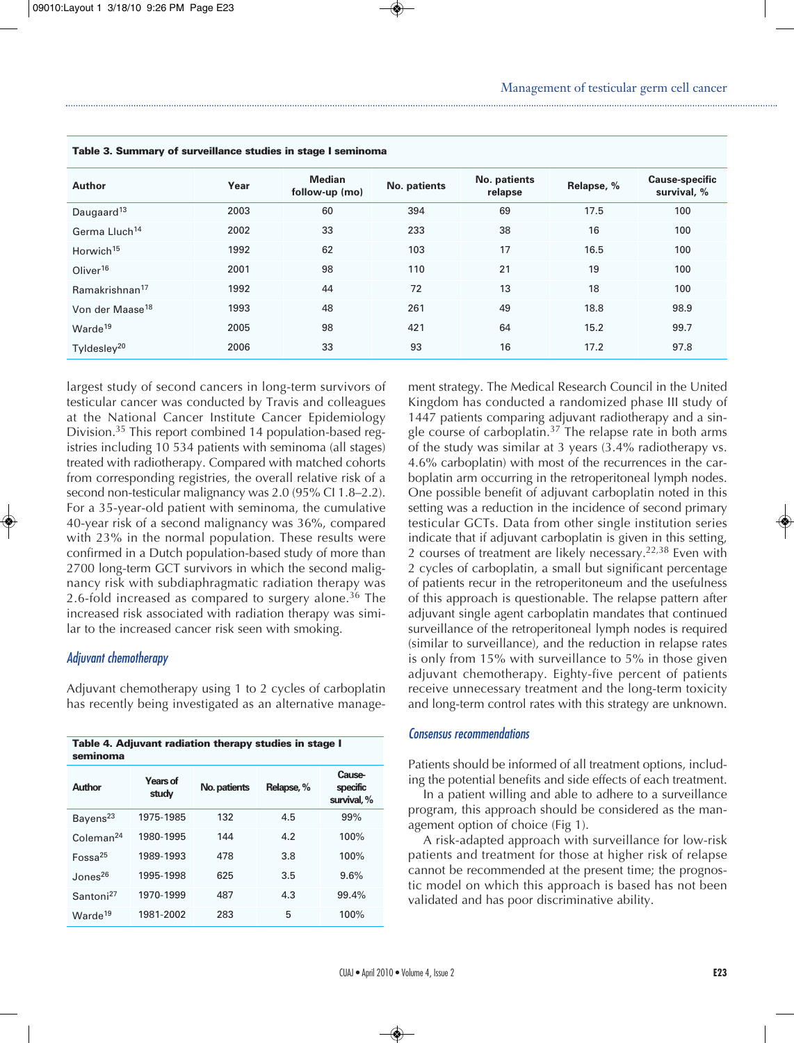**Table 3. Summary of surveillance studies in stage I seminoma**

| Author | Year | Median follow-up (mo) | No. patients | No. patients relapse | Relapse, % | Cause-specific survival, % |
|---|---|---|---|---|---|---|
| Daugaard[13] | 2003 | 60 | 394 | 69 | 17.5 | 100 |
| Germa Lluch[14] | 2002 | 33 | 233 | 38 | 16 | 100 |
| Horwich[15] | 1992 | 62 | 103 | 17 | 16.5 | 100 |
| Oliver[16] | 2001 | 98 | 110 | 21 | 19 | 100 |
| Ramakrishnan[17] | 1992 | 44 | 72 | 13 | 18 | 100 |
| Von der Maase[18] | 1993 | 48 | 261 | 49 | 18.8 | 98.9 |
| Warde[19] | 2005 | 98 | 421 | 64 | 15.2 | 99.7 |
| Tyldesley[20] | 2006 | 33 | 93 | 16 | 17.2 | 97.8 |

largest study of second cancers in long-term survivors of testicular cancer was conducted by Travis and colleagues at the National Cancer Institute Cancer Epidemiology Division.[35] This report combined 14 population-based registries including 10 534 patients with seminoma (all stages) treated with radiotherapy. Compared with matched cohorts from corresponding registries, the overall relative risk of a second non-testicular malignancy was 2.0 (95% CI 1.8–2.2). For a 35-year-old patient with seminoma, the cumulative 40-year risk of a second malignancy was 36%, compared with 23% in the normal population. These results were confirmed in a Dutch population-based study of more than 2700 long-term GCT survivors in which the second malignancy risk with subdiaphragmatic radiation therapy was 2.6-fold increased as compared to surgery alone.[36] The increased risk associated with radiation therapy was similar to the increased cancer risk seen with smoking.

### *Adjuvant chemotherapy*

Adjuvant chemotherapy using 1 to 2 cycles of carboplatin has recently being investigated as an alternative management strategy. The Medical Research Council in the United Kingdom has conducted a randomized phase III study of 1447 patients comparing adjuvant radiotherapy and a single course of carboplatin.[37] The relapse rate in both arms of the study was similar at 3 years (3.4% radiotherapy vs. 4.6% carboplatin) with most of the recurrences in the carboplatin arm occurring in the retroperitoneal lymph nodes. One possible benefit of adjuvant carboplatin noted in this setting was a reduction in the incidence of second primary testicular GCTs. Data from other single institution series indicate that if adjuvant carboplatin is given in this setting, 2 courses of treatment are likely necessary.[22,38] Even with 2 cycles of carboplatin, a small but significant percentage of patients recur in the retroperitoneum and the usefulness of this approach is questionable. The relapse pattern after adjuvant single agent carboplatin mandates that continued surveillance of the retroperitoneal lymph nodes is required (similar to surveillance), and the reduction in relapse rates is only from 15% with surveillance to 5% in those given adjuvant chemotherapy. Eighty-five percent of patients receive unnecessary treatment and the long-term toxicity and long-term control rates with this strategy are unknown.

**Table 4. Adjuvant radiation therapy studies in stage I seminoma**

| Author | Years of study | No. patients | Relapse, % | Cause-specific survival, % |
|---|---|---|---|---|
| Bayens[23] | 1975-1985 | 132 | 4.5 | 99% |
| Coleman[24] | 1980-1995 | 144 | 4.2 | 100% |
| Fossa[25] | 1989-1993 | 478 | 3.8 | 100% |
| Jones[26] | 1995-1998 | 625 | 3.5 | 9.6% |
| Santoni[27] | 1970-1999 | 487 | 4.3 | 99.4% |
| Warde[19] | 1981-2002 | 283 | 5 | 100% |

### *Consensus recommendations*

Patients should be informed of all treatment options, including the potential benefits and side effects of each treatment.

In a patient willing and able to adhere to a surveillance program, this approach should be considered as the management option of choice (Fig 1).

A risk-adapted approach with surveillance for low-risk patients and treatment for those at higher risk of relapse cannot be recommended at the present time; the prognostic model on which this approach is based has not been validated and has poor discriminative ability.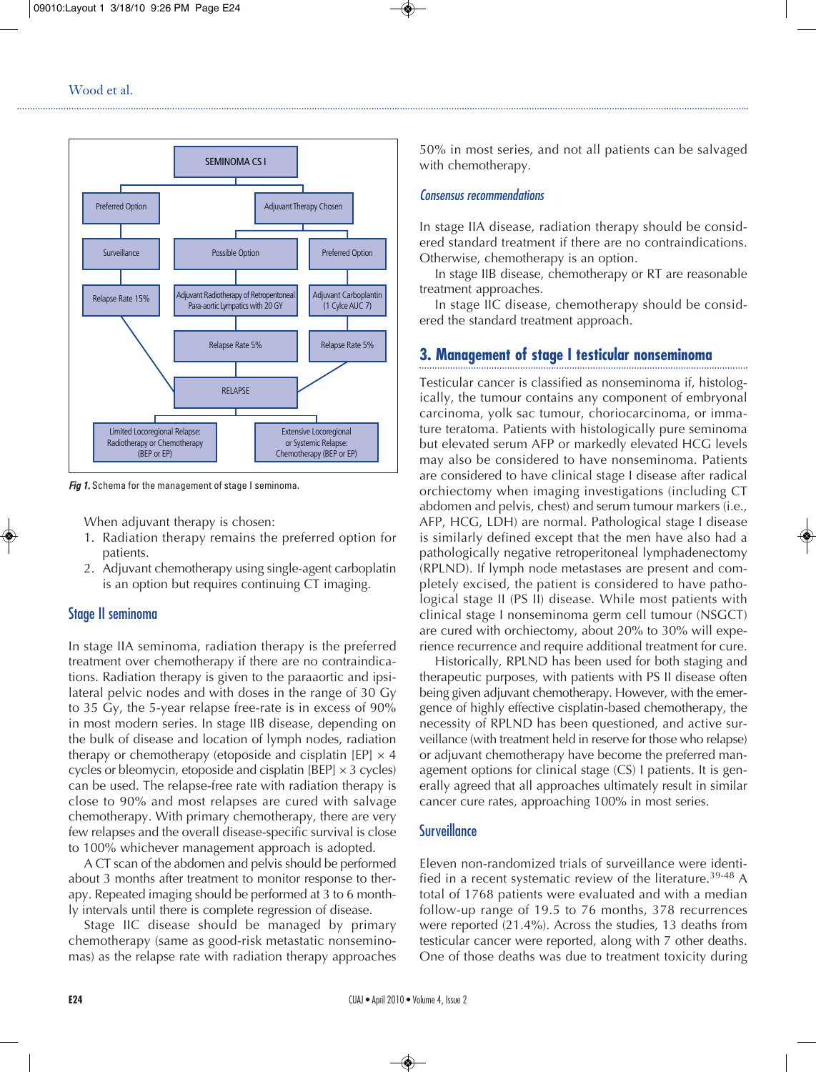SEMINOMA CS I

Preferred Option

Adjuvant Therapy Chosen

Surveillance

Possible Option

Preferred Option

Relapse Rate 15%

Adjuvant Radiotherapy of Retroperitoneal Para-aortic Lympatics with 20 GY

Adjuvant Carboplantin (1 Cylce AUC 7)

Relapse Rate 5%

Relapse Rate 5%

RELAPSE

Limited Locoregional Relapse: Radiotherapy or Chemotherapy (BEP or EP)

Extensive Locoregional or Systemic Relapse: Chemotherapy (BEP or EP)

*Fig 1.* Schema for the management of stage I seminoma.

When adjuvant therapy is chosen:

1. Radiation therapy remains the preferred option for patients.
2. Adjuvant chemotherapy using single-agent carboplatin is an option but requires continuing CT imaging.

### Stage II seminoma

In stage IIA seminoma, radiation therapy is the preferred treatment over chemotherapy if there are no contraindications. Radiation therapy is given to the paraaortic and ipsilateral pelvic nodes and with doses in the range of 30 Gy to 35 Gy, the 5-year relapse free-rate is in excess of 90% in most modern series. In stage IIB disease, depending on the bulk of disease and location of lymph nodes, radiation therapy or chemotherapy (etoposide and cisplatin [EP] × 4 cycles or bleomycin, etoposide and cisplatin [BEP] × 3 cycles) can be used. The relapse-free rate with radiation therapy is close to 90% and most relapses are cured with salvage chemotherapy. With primary chemotherapy, there are very few relapses and the overall disease-specific survival is close to 100% whichever management approach is adopted.

A CT scan of the abdomen and pelvis should be performed about 3 months after treatment to monitor response to therapy. Repeated imaging should be performed at 3 to 6 monthly intervals until there is complete regression of disease.

Stage IIC disease should be managed by primary chemotherapy (same as good-risk metastatic nonseminomas) as the relapse rate with radiation therapy approaches 50% in most series, and not all patients can be salvaged with chemotherapy.

#### Consensus recommendations

In stage IIA disease, radiation therapy should be considered standard treatment if there are no contraindications. Otherwise, chemotherapy is an option.

In stage IIB disease, chemotherapy or RT are reasonable treatment approaches.

In stage IIC disease, chemotherapy should be considered the standard treatment approach.

## 3. Management of stage I testicular nonseminoma

Testicular cancer is classified as nonseminoma if, histologically, the tumour contains any component of embryonal carcinoma, yolk sac tumour, choriocarcinoma, or immature teratoma. Patients with histologically pure seminoma but elevated serum AFP or markedly elevated HCG levels may also be considered to have nonseminoma. Patients are considered to have clinical stage I disease after radical orchiectomy when imaging investigations (including CT abdomen and pelvis, chest) and serum tumour markers (i.e., AFP, HCG, LDH) are normal. Pathological stage I disease is similarly defined except that the men have also had a pathologically negative retroperitoneal lymphadenectomy (RPLND). If lymph node metastases are present and completely excised, the patient is considered to have pathological stage II (PS II) disease. While most patients with clinical stage I nonseminoma germ cell tumour (NSGCT) are cured with orchiectomy, about 20% to 30% will experience recurrence and require additional treatment for cure.

Historically, RPLND has been used for both staging and therapeutic purposes, with patients with PS II disease often being given adjuvant chemotherapy. However, with the emergence of highly effective cisplatin-based chemotherapy, the necessity of RPLND has been questioned, and active surveillance (with treatment held in reserve for those who relapse) or adjuvant chemotherapy have become the preferred management options for clinical stage (CS) I patients. It is generally agreed that all approaches ultimately result in similar cancer cure rates, approaching 100% in most series.

### Surveillance

Eleven non-randomized trials of surveillance were identified in a recent systematic review of the literature.[39-48] A total of 1768 patients were evaluated and with a median follow-up range of 19.5 to 76 months, 378 recurrences were reported (21.4%). Across the studies, 13 deaths from testicular cancer were reported, along with 7 other deaths. One of those deaths was due to treatment toxicity during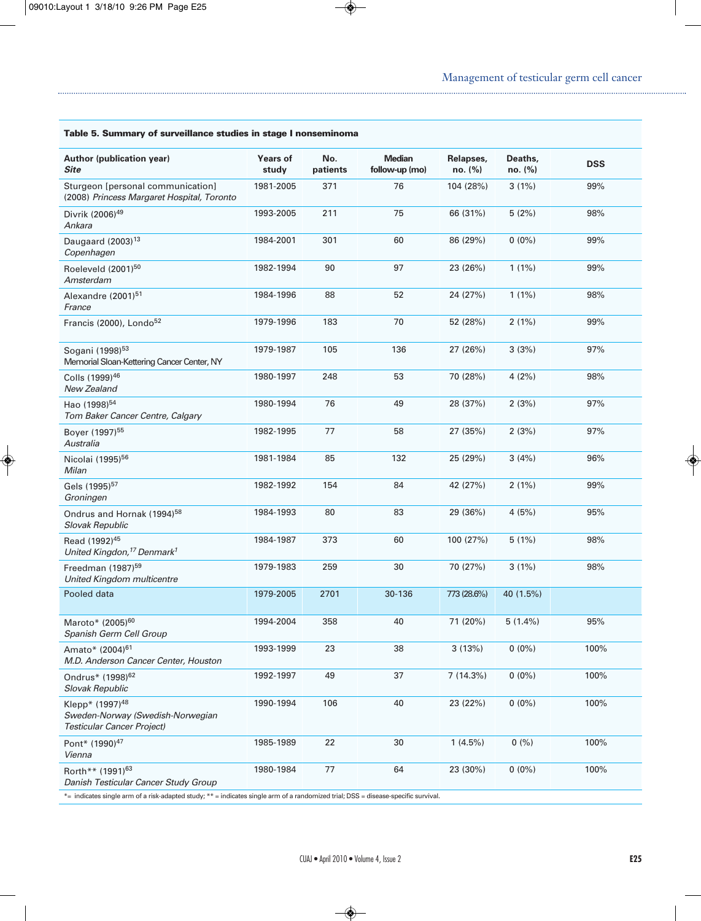**Table 5. Summary of surveillance studies in stage I nonseminoma**

| Author (publication year) *Site* | Years of study | No. patients | Median follow-up (mo) | Relapses, no. (%) | Deaths, no. (%) | DSS |
|---|---|---|---|---|---|---|
| Sturgeon [personal communication] (2008) *Princess Margaret Hospital, Toronto* | 1981-2005 | 371 | 76 | 104 (28%) | 3 (1%) | 99% |
| Divrik (2006)[49] *Ankara* | 1993-2005 | 211 | 75 | 66 (31%) | 5 (2%) | 98% |
| Daugaard (2003)[13] *Copenhagen* | 1984-2001 | 301 | 60 | 86 (29%) | 0 (0%) | 99% |
| Roeleveld (2001)[50] *Amsterdam* | 1982-1994 | 90 | 97 | 23 (26%) | 1 (1%) | 99% |
| Alexandre (2001)[51] *France* | 1984-1996 | 88 | 52 | 24 (27%) | 1 (1%) | 98% |
| Francis (2000), Londo[52] | 1979-1996 | 183 | 70 | 52 (28%) | 2 (1%) | 99% |
| Sogani (1998)[53] Memorial Sloan-Kettering Cancer Center, NY | 1979-1987 | 105 | 136 | 27 (26%) | 3 (3%) | 97% |
| Colls (1999)[46] *New Zealand* | 1980-1997 | 248 | 53 | 70 (28%) | 4 (2%) | 98% |
| Hao (1998)[54] *Tom Baker Cancer Centre, Calgary* | 1980-1994 | 76 | 49 | 28 (37%) | 2 (3%) | 97% |
| Boyer (1997)[55] *Australia* | 1982-1995 | 77 | 58 | 27 (35%) | 2 (3%) | 97% |
| Nicolai (1995)[56] *Milan* | 1981-1984 | 85 | 132 | 25 (29%) | 3 (4%) | 96% |
| Gels (1995)[57] *Groningen* | 1982-1992 | 154 | 84 | 42 (27%) | 2 (1%) | 99% |
| Ondrus and Hornak (1994)[58] *Slovak Republic* | 1984-1993 | 80 | 83 | 29 (36%) | 4 (5%) | 95% |
| Read (1992)[45] *United Kingdon,[17] Denmark[1]* | 1984-1987 | 373 | 60 | 100 (27%) | 5 (1%) | 98% |
| Freedman (1987)[59] *United Kingdom multicentre* | 1979-1983 | 259 | 30 | 70 (27%) | 3 (1%) | 98% |
| Pooled data | 1979-2005 | 2701 | 30-136 | 773 (28.6%) | 40 (1.5%) | |
| Maroto* (2005)[60] *Spanish Germ Cell Group* | 1994-2004 | 358 | 40 | 71 (20%) | 5 (1.4%) | 95% |
| Amato* (2004)[61] *M.D. Anderson Cancer Center, Houston* | 1993-1999 | 23 | 38 | 3 (13%) | 0 (0%) | 100% |
| Ondrus* (1998)[62] *Slovak Republic* | 1992-1997 | 49 | 37 | 7 (14.3%) | 0 (0%) | 100% |
| Klepp* (1997)[48] *Sweden-Norway (Swedish-Norwegian Testicular Cancer Project)* | 1990-1994 | 106 | 40 | 23 (22%) | 0 (0%) | 100% |
| Pont* (1990)[47] *Vienna* | 1985-1989 | 22 | 30 | 1 (4.5%) | 0 (%) | 100% |
| Rorth** (1991)[63] *Danish Testicular Cancer Study Group* | 1980-1984 | 77 | 64 | 23 (30%) | 0 (0%) | 100% |

*= indicates single arm of a risk-adapted study; ** = indicates single arm of a randomized trial; DSS = disease-specific survival.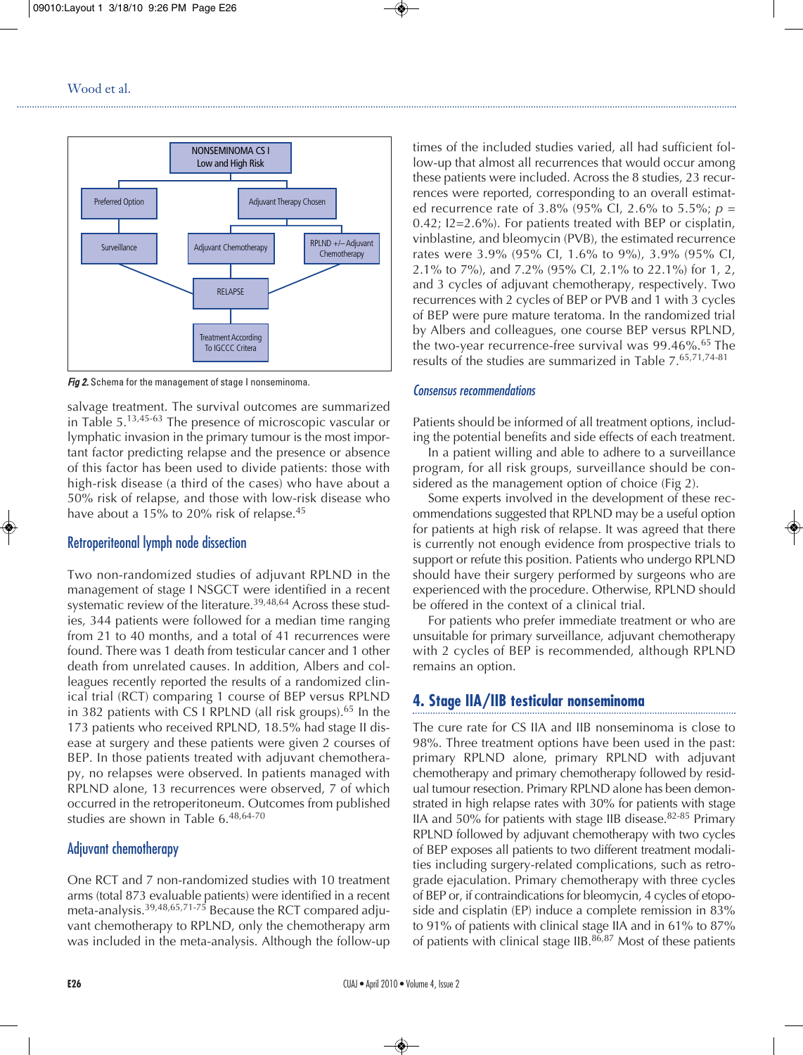NONSEMINOMA CS I
Low and High Risk

Preferred Option

Adjuvant Therapy Chosen

Surveillance

Adjuvant Chemotherapy

RPLND +/– Adjuvant Chemotherapy

RELAPSE

Treatment According To IGCCC Critera

*Fig 2.* Schema for the management of stage I nonseminoma.

salvage treatment. The survival outcomes are summarized in Table 5.[13,45-63] The presence of microscopic vascular or lymphatic invasion in the primary tumour is the most important factor predicting relapse and the presence or absence of this factor has been used to divide patients: those with high-risk disease (a third of the cases) who have about a 50% risk of relapse, and those with low-risk disease who have about a 15% to 20% risk of relapse.[45]

## Retroperiteonal lymph node dissection

Two non-randomized studies of adjuvant RPLND in the management of stage I NSGCT were identified in a recent systematic review of the literature.[39,48,64] Across these studies, 344 patients were followed for a median time ranging from 21 to 40 months, and a total of 41 recurrences were found. There was 1 death from testicular cancer and 1 other death from unrelated causes. In addition, Albers and colleagues recently reported the results of a randomized clinical trial (RCT) comparing 1 course of BEP versus RPLND in 382 patients with CS I RPLND (all risk groups).[65] In the 173 patients who received RPLND, 18.5% had stage II disease at surgery and these patients were given 2 courses of BEP. In those patients treated with adjuvant chemotherapy, no relapses were observed. In patients managed with RPLND alone, 13 recurrences were observed, 7 of which occurred in the retroperitoneum. Outcomes from published studies are shown in Table 6.[48,64-70]

## Adjuvant chemotherapy

One RCT and 7 non-randomized studies with 10 treatment arms (total 873 evaluable patients) were identified in a recent meta-analysis.[39,48,65,71-75] Because the RCT compared adjuvant chemotherapy to RPLND, only the chemotherapy arm was included in the meta-analysis. Although the follow-up times of the included studies varied, all had sufficient follow-up that almost all recurrences that would occur among these patients were included. Across the 8 studies, 23 recurrences were reported, corresponding to an overall estimated recurrence rate of 3.8% (95% CI, 2.6% to 5.5%; $p$ = 0.42; I2=2.6%). For patients treated with BEP or cisplatin, vinblastine, and bleomycin (PVB), the estimated recurrence rates were 3.9% (95% CI, 1.6% to 9%), 3.9% (95% CI, 2.1% to 7%), and 7.2% (95% CI, 2.1% to 22.1%) for 1, 2, and 3 cycles of adjuvant chemotherapy, respectively. Two recurrences with 2 cycles of BEP or PVB and 1 with 3 cycles of BEP were pure mature teratoma. In the randomized trial by Albers and colleagues, one course BEP versus RPLND, the two-year recurrence-free survival was 99.46%.[65] The results of the studies are summarized in Table 7.[65,71,74-81]

## Consensus recommendations

Patients should be informed of all treatment options, including the potential benefits and side effects of each treatment.

In a patient willing and able to adhere to a surveillance program, for all risk groups, surveillance should be considered as the management option of choice (Fig 2).

Some experts involved in the development of these recommendations suggested that RPLND may be a useful option for patients at high risk of relapse. It was agreed that there is currently not enough evidence from prospective trials to support or refute this position. Patients who undergo RPLND should have their surgery performed by surgeons who are experienced with the procedure. Otherwise, RPLND should be offered in the context of a clinical trial.

For patients who prefer immediate treatment or who are unsuitable for primary surveillance, adjuvant chemotherapy with 2 cycles of BEP is recommended, although RPLND remains an option.

# 4. Stage IIA/IIB testicular nonseminoma

The cure rate for CS IIA and IIB nonseminoma is close to 98%. Three treatment options have been used in the past: primary RPLND alone, primary RPLND with adjuvant chemotherapy and primary chemotherapy followed by residual tumour resection. Primary RPLND alone has been demonstrated in high relapse rates with 30% for patients with stage IIA and 50% for patients with stage IIB disease.[82-85] Primary RPLND followed by adjuvant chemotherapy with two cycles of BEP exposes all patients to two different treatment modalities including surgery-related complications, such as retrograde ejaculation. Primary chemotherapy with three cycles of BEP or, if contraindications for bleomycin, 4 cycles of etoposide and cisplatin (EP) induce a complete remission in 83% to 91% of patients with clinical stage IIA and in 61% to 87% of patients with clinical stage IIB.[86,87] Most of these patients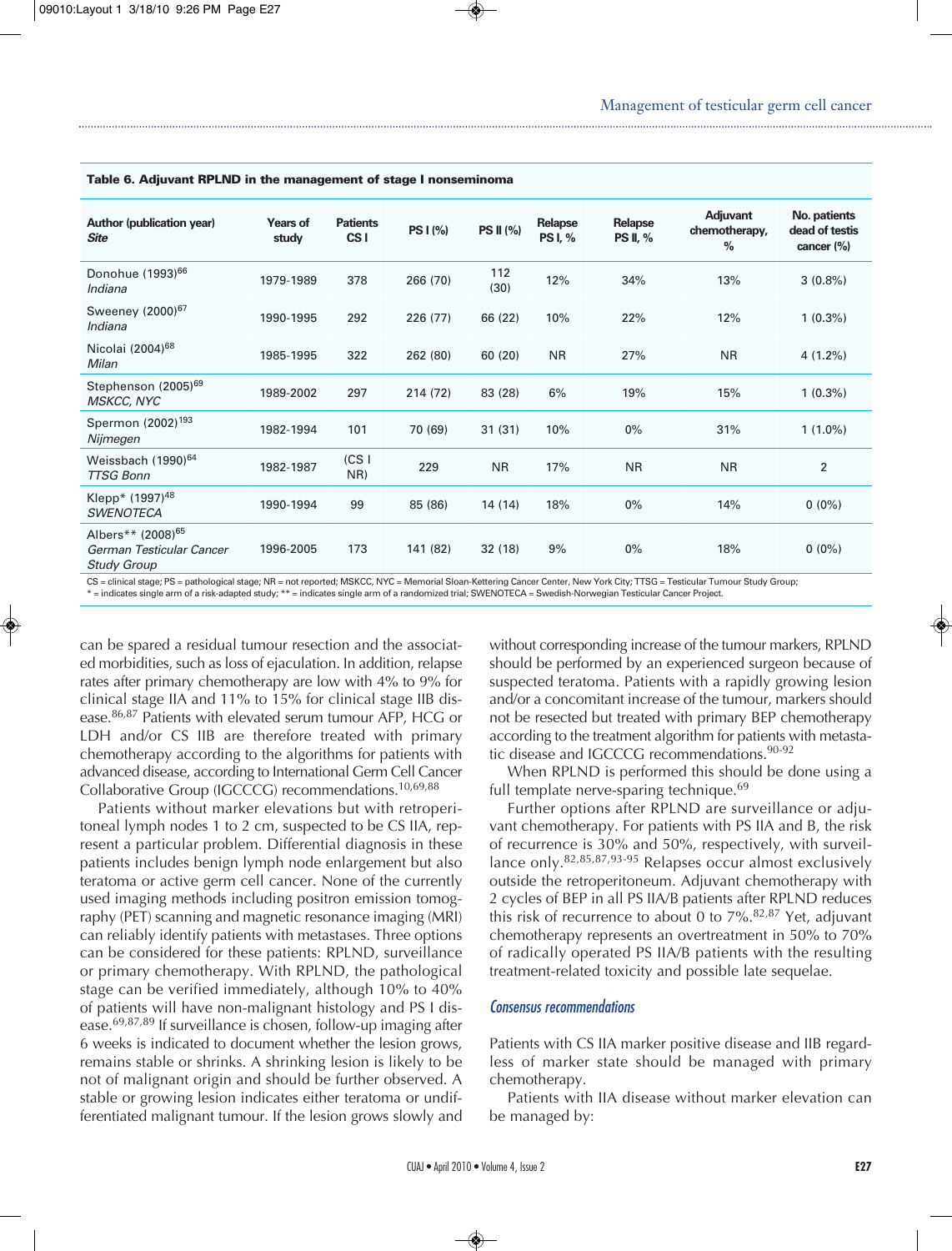**Table 6. Adjuvant RPLND in the management of stage I nonseminoma**

| Author (publication year) *Site* | Years of study | Patients CS I | PS I (%) | PS II (%) | Relapse PS I, % | Relapse PS II, % | Adjuvant chemotherapy, % | No. patients dead of testis cancer (%) |
|---|---|---|---|---|---|---|---|---|
| Donohue (1993)[66] *Indiana* | 1979-1989 | 378 | 266 (70) | 112 (30) | 12% | 34% | 13% | 3 (0.8%) |
| Sweeney (2000)[67] *Indiana* | 1990-1995 | 292 | 226 (77) | 66 (22) | 10% | 22% | 12% | 1 (0.3%) |
| Nicolai (2004)[68] *Milan* | 1985-1995 | 322 | 262 (80) | 60 (20) | NR | 27% | NR | 4 (1.2%) |
| Stephenson (2005)[69] *MSKCC, NYC* | 1989-2002 | 297 | 214 (72) | 83 (28) | 6% | 19% | 15% | 1 (0.3%) |
| Spermon (2002)[193] *Nijmegen* | 1982-1994 | 101 | 70 (69) | 31 (31) | 10% | 0% | 31% | 1 (1.0%) |
| Weissbach (1990)[64] *TTSG Bonn* | 1982-1987 | (CS I NR) | 229 | NR | 17% | NR | NR | 2 |
| Klepp* (1997)[48] *SWENOTECA* | 1990-1994 | 99 | 85 (86) | 14 (14) | 18% | 0% | 14% | 0 (0%) |
| Albers** (2008)[65] *German Testicular Cancer Study Group* | 1996-2005 | 173 | 141 (82) | 32 (18) | 9% | 0% | 18% | 0 (0%) |

CS = clinical stage; PS = pathological stage; NR = not reported; MSKCC, NYC = Memorial Sloan-Kettering Cancer Center, New York City; TTSG = Testicular Tumour Study Group;
* = indicates single arm of a risk-adapted study; ** = indicates single arm of a randomized trial; SWENOTECA = Swedish-Norwegian Testicular Cancer Project.

can be spared a residual tumour resection and the associated morbidities, such as loss of ejaculation. In addition, relapse rates after primary chemotherapy are low with 4% to 9% for clinical stage IIA and 11% to 15% for clinical stage IIB disease.[86,87] Patients with elevated serum tumour AFP, HCG or LDH and/or CS IIB are therefore treated with primary chemotherapy according to the algorithms for patients with advanced disease, according to International Germ Cell Cancer Collaborative Group (IGCCCG) recommendations.[10,69,88]

Patients without marker elevations but with retroperitoneal lymph nodes 1 to 2 cm, suspected to be CS IIA, represent a particular problem. Differential diagnosis in these patients includes benign lymph node enlargement but also teratoma or active germ cell cancer. None of the currently used imaging methods including positron emission tomography (PET) scanning and magnetic resonance imaging (MRI) can reliably identify patients with metastases. Three options can be considered for these patients: RPLND, surveillance or primary chemotherapy. With RPLND, the pathological stage can be verified immediately, although 10% to 40% of patients will have non-malignant histology and PS I disease.[69,87,89] If surveillance is chosen, follow-up imaging after 6 weeks is indicated to document whether the lesion grows, remains stable or shrinks. A shrinking lesion is likely to be not of malignant origin and should be further observed. A stable or growing lesion indicates either teratoma or undifferentiated malignant tumour. If the lesion grows slowly and without corresponding increase of the tumour markers, RPLND should be performed by an experienced surgeon because of suspected teratoma. Patients with a rapidly growing lesion and/or a concomitant increase of the tumour, markers should not be resected but treated with primary BEP chemotherapy according to the treatment algorithm for patients with metastatic disease and IGCCCG recommendations.[90-92]

When RPLND is performed this should be done using a full template nerve-sparing technique.[69]

Further options after RPLND are surveillance or adjuvant chemotherapy. For patients with PS IIA and B, the risk of recurrence is 30% and 50%, respectively, with surveillance only.[82,85,87,93-95] Relapses occur almost exclusively outside the retroperitoneum. Adjuvant chemotherapy with 2 cycles of BEP in all PS IIA/B patients after RPLND reduces this risk of recurrence to about 0 to 7%.[82,87] Yet, adjuvant chemotherapy represents an overtreatment in 50% to 70% of radically operated PS IIA/B patients with the resulting treatment-related toxicity and possible late sequelae.

### Consensus recommendations

Patients with CS IIA marker positive disease and IIB regardless of marker state should be managed with primary chemotherapy.

Patients with IIA disease without marker elevation can be managed by: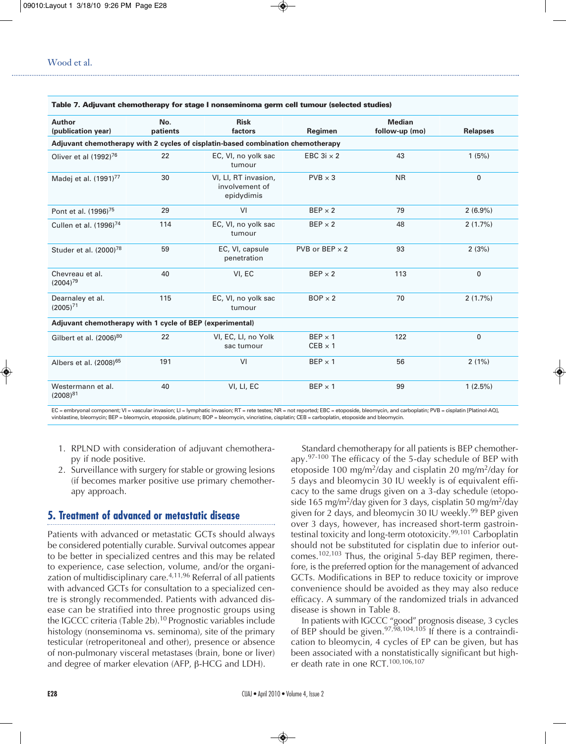**Table 7. Adjuvant chemotherapy for stage I nonseminoma germ cell tumour (selected studies)**

| Author (publication year) | No. patients | Risk factors | Regimen | Median follow-up (mo) | Relapses |
|---|---|---|---|---|---|
| **Adjuvant chemotherapy with 2 cycles of cisplatin-based combination chemotherapy** | | | | | |
| Oliver et al (1992)[76] | 22 | EC, VI, no yolk sac tumour | EBC 3i × 2 | 43 | 1 (5%) |
| Madej et al. (1991)[77] | 30 | VI, LI, RT invasion, involvement of epidydimis | PVB × 3 | NR | 0 |
| Pont et al. (1996)[75] | 29 | VI | BEP × 2 | 79 | 2 (6.9%) |
| Cullen et al. (1996)[74] | 114 | EC, VI, no yolk sac tumour | BEP × 2 | 48 | 2 (1.7%) |
| Studer et al. (2000)[78] | 59 | EC, VI, capsule penetration | PVB or BEP × 2 | 93 | 2 (3%) |
| Chevreau et al. (2004)[79] | 40 | VI, EC | BEP × 2 | 113 | 0 |
| Dearnaley et al. (2005)[71] | 115 | EC, VI, no yolk sac tumour | BOP × 2 | 70 | 2 (1.7%) |
| **Adjuvant chemotherapy with 1 cycle of BEP (experimental)** | | | | | |
| Gilbert et al. (2006)[80] | 22 | VI, EC, LI, no Yolk sac tumour | BEP × 1 CEB × 1 | 122 | 0 |
| Albers et al. (2008)[65] | 191 | VI | BEP × 1 | 56 | 2 (1%) |
| Westermann et al. (2008)[81] | 40 | VI, LI, EC | BEP × 1 | 99 | 1 (2.5%) |

EC = embryonal component; VI = vascular invasion; LI = lymphatic invasion; RT = rete testes; NR = not reported; EBC = etoposide, bleomycin, and carboplatin; PVB = cisplatin [Platinol-AQ], vinblastine, bleomycin; BEP = bleomycin, etoposide, platinum; BOP = bleomycin, vincristine, cisplatin; CEB = carboplatin, etoposide and bleomycin.

1. RPLND with consideration of adjuvant chemotherapy if node positive.
2. Surveillance with surgery for stable or growing lesions (if becomes marker positive use primary chemotherapy approach.

## 5. Treatment of advanced or metastatic disease

Patients with advanced or metastatic GCTs should always be considered potentially curable. Survival outcomes appear to be better in specialized centres and this may be related to experience, case selection, volume, and/or the organization of multidisciplinary care.[4,11,96] Referral of all patients with advanced GCTs for consultation to a specialized centre is strongly recommended. Patients with advanced disease can be stratified into three prognostic groups using the IGCCC criteria (Table 2b).[10] Prognostic variables include histology (nonseminoma vs. seminoma), site of the primary testicular (retroperitoneal and other), presence or absence of non-pulmonary visceral metastases (brain, bone or liver) and degree of marker elevation (AFP, β-HCG and LDH).

Standard chemotherapy for all patients is BEP chemotherapy.[97-100] The efficacy of the 5-day schedule of BEP with etoposide 100 mg/m$^2$/day and cisplatin 20 mg/m$^2$/day for 5 days and bleomycin 30 IU weekly is of equivalent efficacy to the same drugs given on a 3-day schedule (etoposide 165 mg/m$^2$/day given for 3 days, cisplatin 50 mg/m$^2$/day given for 2 days, and bleomycin 30 IU weekly.[99] BEP given over 3 days, however, has increased short-term gastrointestinal toxicity and long-term ototoxicity.[99,101] Carboplatin should not be substituted for cisplatin due to inferior outcomes.[102,103] Thus, the original 5-day BEP regimen, therefore, is the preferred option for the management of advanced GCTs. Modifications in BEP to reduce toxicity or improve convenience should be avoided as they may also reduce efficacy. A summary of the randomized trials in advanced disease is shown in Table 8.

In patients with IGCCC "good" prognosis disease, 3 cycles of BEP should be given.[97,98,104,105] If there is a contraindication to bleomycin, 4 cycles of EP can be given, but has been associated with a nonstatistically significant but higher death rate in one RCT.[100,106,107]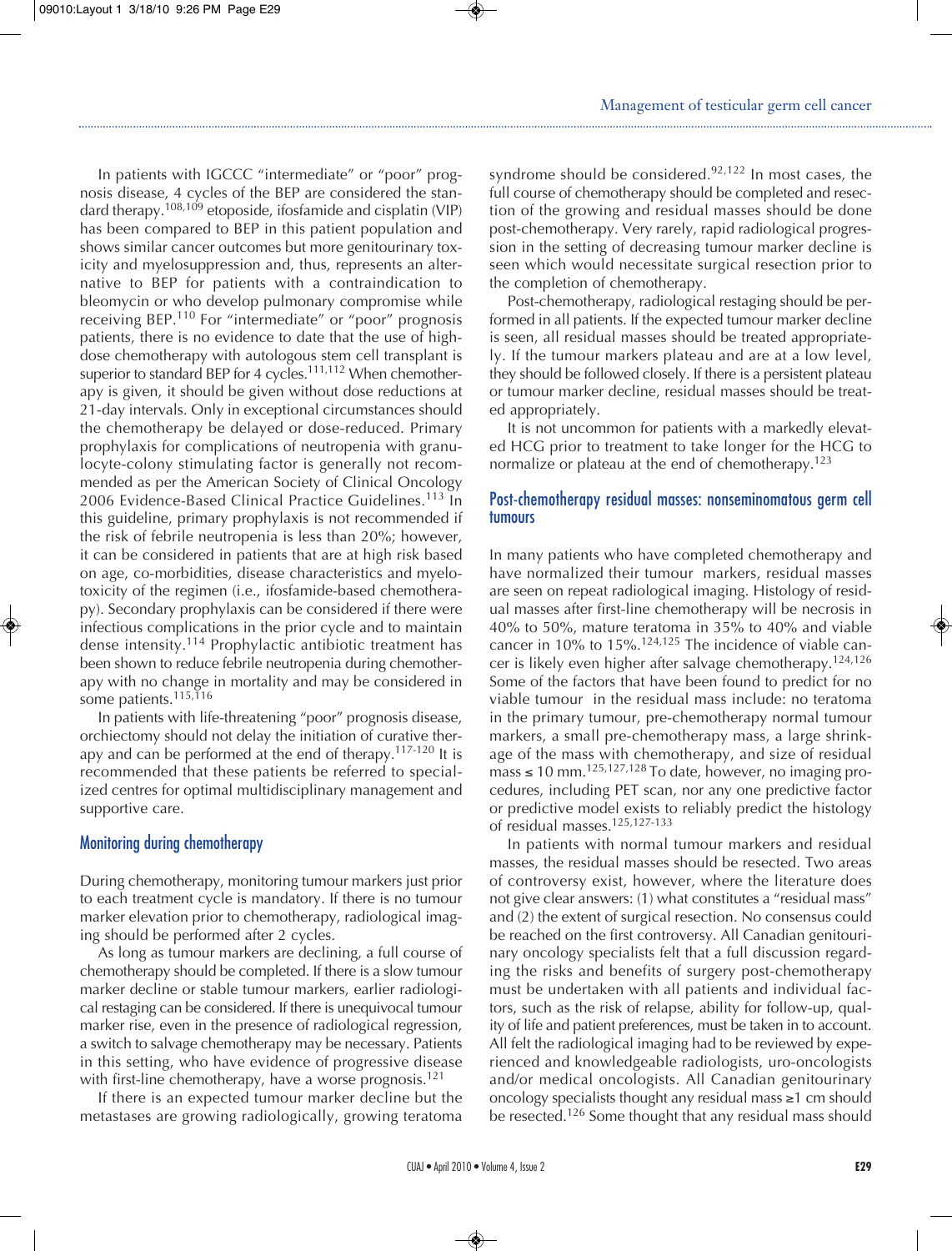In patients with IGCCC "intermediate" or "poor" prognosis disease, 4 cycles of the BEP are considered the standard therapy.[108,109] etoposide, ifosfamide and cisplatin (VIP) has been compared to BEP in this patient population and shows similar cancer outcomes but more genitourinary toxicity and myelosuppression and, thus, represents an alternative to BEP for patients with a contraindication to bleomycin or who develop pulmonary compromise while receiving BEP.[110] For "intermediate" or "poor" prognosis patients, there is no evidence to date that the use of high-dose chemotherapy with autologous stem cell transplant is superior to standard BEP for 4 cycles.[111,112] When chemotherapy is given, it should be given without dose reductions at 21-day intervals. Only in exceptional circumstances should the chemotherapy be delayed or dose-reduced. Primary prophylaxis for complications of neutropenia with granulocyte-colony stimulating factor is generally not recommended as per the American Society of Clinical Oncology 2006 Evidence-Based Clinical Practice Guidelines.[113] In this guideline, primary prophylaxis is not recommended if the risk of febrile neutropenia is less than 20%; however, it can be considered in patients that are at high risk based on age, co-morbidities, disease characteristics and myelotoxicity of the regimen (i.e., ifosfamide-based chemotherapy). Secondary prophylaxis can be considered if there were infectious complications in the prior cycle and to maintain dense intensity.[114] Prophylactic antibiotic treatment has been shown to reduce febrile neutropenia during chemotherapy with no change in mortality and may be considered in some patients.[115,116]

In patients with life-threatening "poor" prognosis disease, orchiectomy should not delay the initiation of curative therapy and can be performed at the end of therapy.[117-120] It is recommended that these patients be referred to specialized centres for optimal multidisciplinary management and supportive care.

## Monitoring during chemotherapy

During chemotherapy, monitoring tumour markers just prior to each treatment cycle is mandatory. If there is no tumour marker elevation prior to chemotherapy, radiological imaging should be performed after 2 cycles.

As long as tumour markers are declining, a full course of chemotherapy should be completed. If there is a slow tumour marker decline or stable tumour markers, earlier radiological restaging can be considered. If there is unequivocal tumour marker rise, even in the presence of radiological regression, a switch to salvage chemotherapy may be necessary. Patients in this setting, who have evidence of progressive disease with first-line chemotherapy, have a worse prognosis.[121]

If there is an expected tumour marker decline but the metastases are growing radiologically, growing teratoma syndrome should be considered.[92,122] In most cases, the full course of chemotherapy should be completed and resection of the growing and residual masses should be done post-chemotherapy. Very rarely, rapid radiological progression in the setting of decreasing tumour marker decline is seen which would necessitate surgical resection prior to the completion of chemotherapy.

Post-chemotherapy, radiological restaging should be performed in all patients. If the expected tumour marker decline is seen, all residual masses should be treated appropriately. If the tumour markers plateau and are at a low level, they should be followed closely. If there is a persistent plateau or tumour marker decline, residual masses should be treated appropriately.

It is not uncommon for patients with a markedly elevated HCG prior to treatment to take longer for the HCG to normalize or plateau at the end of chemotherapy.[123]

## Post-chemotherapy residual masses: nonseminomatous germ cell tumours

In many patients who have completed chemotherapy and have normalized their tumour markers, residual masses are seen on repeat radiological imaging. Histology of residual masses after first-line chemotherapy will be necrosis in 40% to 50%, mature teratoma in 35% to 40% and viable cancer in 10% to 15%.[124,125] The incidence of viable cancer is likely even higher after salvage chemotherapy.[124,126] Some of the factors that have been found to predict for no viable tumour in the residual mass include: no teratoma in the primary tumour, pre-chemotherapy normal tumour markers, a small pre-chemotherapy mass, a large shrinkage of the mass with chemotherapy, and size of residual mass ≤ 10 mm.[125,127,128] To date, however, no imaging procedures, including PET scan, nor any one predictive factor or predictive model exists to reliably predict the histology of residual masses.[125,127-133]

In patients with normal tumour markers and residual masses, the residual masses should be resected. Two areas of controversy exist, however, where the literature does not give clear answers: (1) what constitutes a "residual mass" and (2) the extent of surgical resection. No consensus could be reached on the first controversy. All Canadian genitourinary oncology specialists felt that a full discussion regarding the risks and benefits of surgery post-chemotherapy must be undertaken with all patients and individual factors, such as the risk of relapse, ability for follow-up, quality of life and patient preferences, must be taken in to account. All felt the radiological imaging had to be reviewed by experienced and knowledgeable radiologists, uro-oncologists and/or medical oncologists. All Canadian genitourinary oncology specialists thought any residual mass ≥1 cm should be resected.[126] Some thought that any residual mass should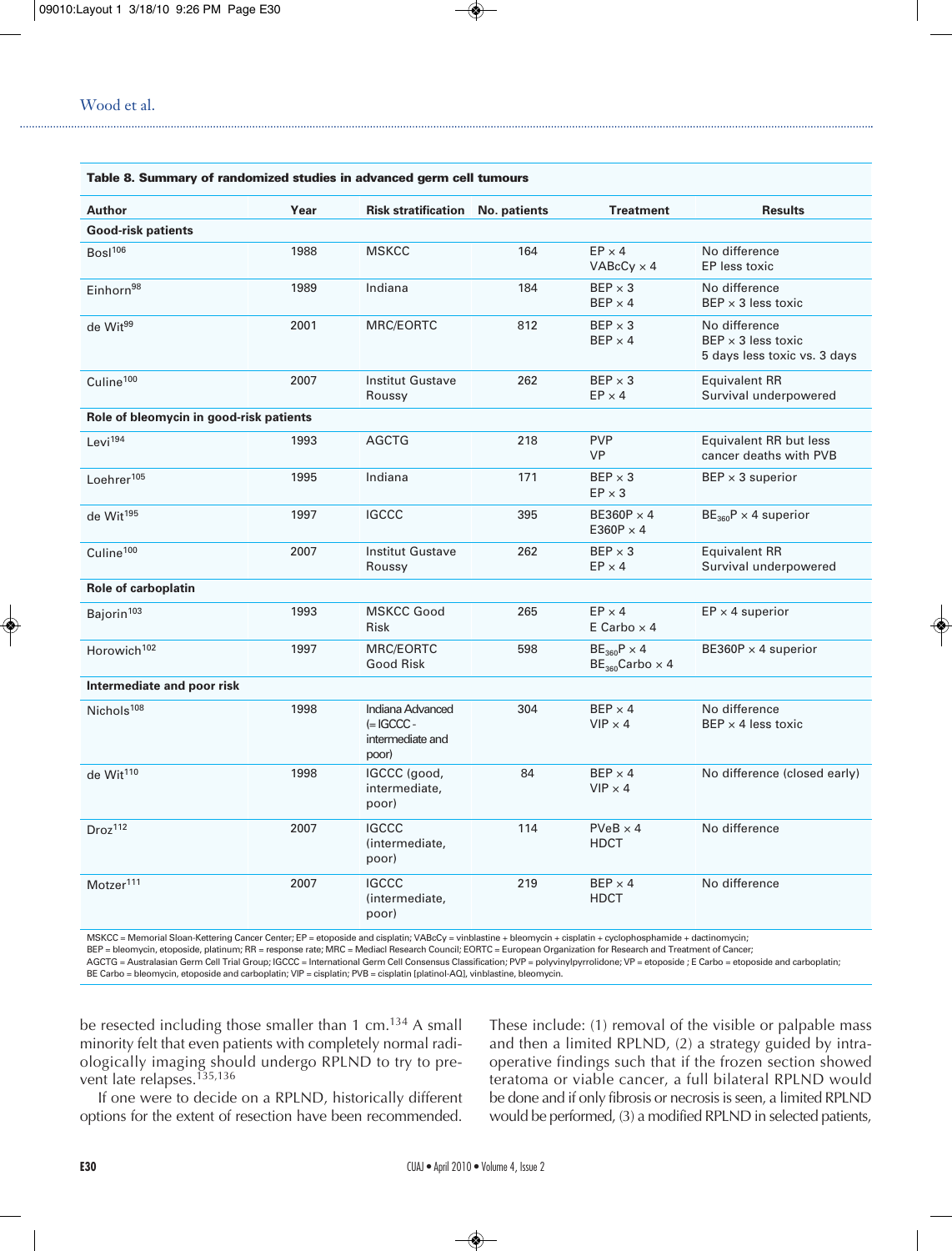**Table 8. Summary of randomized studies in advanced germ cell tumours**

| Author | Year | Risk stratification | No. patients | Treatment | Results |
|---|---|---|---|---|---|
| **Good-risk patients** | | | | | |
| Bosl[106] | 1988 | MSKCC | 164 | EP × 4<br>VABcCy × 4 | No difference<br>EP less toxic |
| Einhorn[98] | 1989 | Indiana | 184 | BEP × 3<br>BEP × 4 | No difference<br>BEP × 3 less toxic |
| de Wit[99] | 2001 | MRC/EORTC | 812 | BEP × 3<br>BEP × 4 | No difference<br>BEP × 3 less toxic<br>5 days less toxic vs. 3 days |
| Culine[100] | 2007 | Institut Gustave Roussy | 262 | BEP × 3<br>EP × 4 | Equivalent RR<br>Survival underpowered |
| **Role of bleomycin in good-risk patients** | | | | | |
| Levi[194] | 1993 | AGCTG | 218 | PVP<br>VP | Equivalent RR but less cancer deaths with PVB |
| Loehrer[105] | 1995 | Indiana | 171 | BEP × 3<br>EP × 3 | BEP × 3 superior |
| de Wit[195] | 1997 | IGCCC | 395 | BE360P × 4<br>E360P × 4 | $BE_{360}P$ × 4 superior |
| Culine[100] | 2007 | Institut Gustave Roussy | 262 | BEP × 3<br>EP × 4 | Equivalent RR<br>Survival underpowered |
| **Role of carboplatin** | | | | | |
| Bajorin[103] | 1993 | MSKCC Good Risk | 265 | EP × 4<br>E Carbo × 4 | EP × 4 superior |
| Horowich[102] | 1997 | MRC/EORTC Good Risk | 598 | $BE_{360}P$ × 4<br>$BE_{360}Carbo$ × 4 | BE360P × 4 superior |
| **Intermediate and poor risk** | | | | | |
| Nichols[108] | 1998 | Indiana Advanced (= IGCCC - intermediate and poor) | 304 | BEP × 4<br>VIP × 4 | No difference<br>BEP × 4 less toxic |
| de Wit[110] | 1998 | IGCCC (good, intermediate, poor) | 84 | BEP × 4<br>VIP × 4 | No difference (closed early) |
| Droz[112] | 2007 | IGCCC (intermediate, poor) | 114 | PVeB × 4<br>HDCT | No difference |
| Motzer[111] | 2007 | IGCCC (intermediate, poor) | 219 | BEP × 4<br>HDCT | No difference |

MSKCC = Memorial Sloan-Kettering Cancer Center; EP = etoposide and cisplatin; VABcCy = vinblastine + bleomycin + cisplatin + cyclophosphamide + dactinomycin; BEP = bleomycin, etoposide, platinum; RR = response rate; MRC = Mediacl Research Council; EORTC = European Organization for Research and Treatment of Cancer; AGCTG = Australasian Germ Cell Trial Group; IGCCC = International Germ Cell Consensus Classification; PVP = polyvinylpyrrolidone; VP = etoposide ; E Carbo = etoposide and carboplatin; BE Carbo = bleomycin, etoposide and carboplatin; VIP = cisplatin; PVB = cisplatin [platinol-AQ], vinblastine, bleomycin.

be resected including those smaller than 1 cm.[134] A small minority felt that even patients with completely normal radiologically imaging should undergo RPLND to try to prevent late relapses.[135,136]

If one were to decide on a RPLND, historically different options for the extent of resection have been recommended. These include: (1) removal of the visible or palpable mass and then a limited RPLND, (2) a strategy guided by intraoperative findings such that if the frozen section showed teratoma or viable cancer, a full bilateral RPLND would be done and if only fibrosis or necrosis is seen, a limited RPLND would be performed, (3) a modified RPLND in selected patients,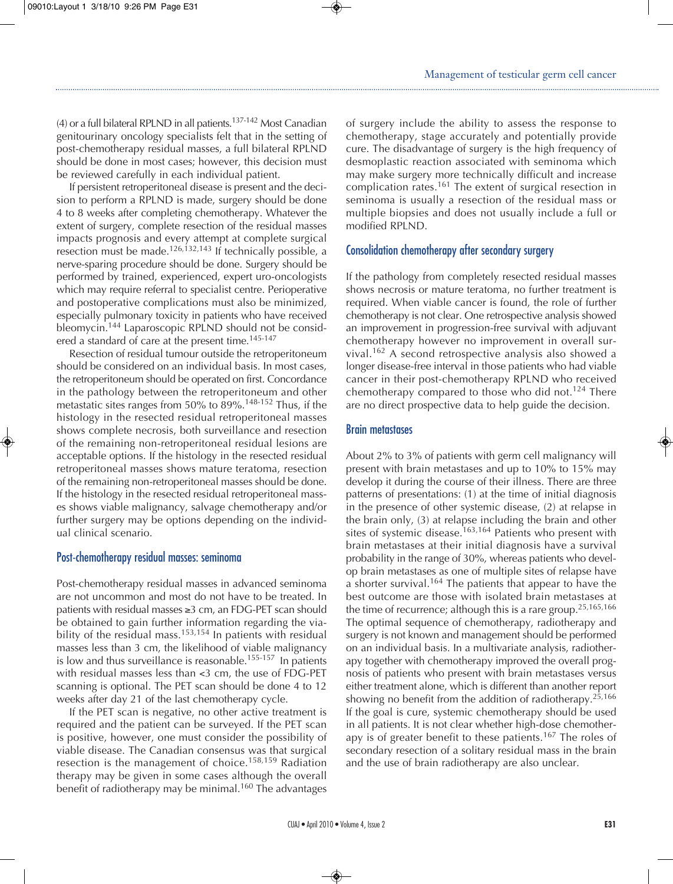(4) or a full bilateral RPLND in all patients.[137-142] Most Canadian genitourinary oncology specialists felt that in the setting of post-chemotherapy residual masses, a full bilateral RPLND should be done in most cases; however, this decision must be reviewed carefully in each individual patient.

If persistent retroperitoneal disease is present and the decision to perform a RPLND is made, surgery should be done 4 to 8 weeks after completing chemotherapy. Whatever the extent of surgery, complete resection of the residual masses impacts prognosis and every attempt at complete surgical resection must be made.[126,132,143] If technically possible, a nerve-sparing procedure should be done. Surgery should be performed by trained, experienced, expert uro-oncologists which may require referral to specialist centre. Perioperative and postoperative complications must also be minimized, especially pulmonary toxicity in patients who have received bleomycin.[144] Laparoscopic RPLND should not be considered a standard of care at the present time.[145-147]

Resection of residual tumour outside the retroperitoneum should be considered on an individual basis. In most cases, the retroperitoneum should be operated on first. Concordance in the pathology between the retroperitoneum and other metastatic sites ranges from 50% to 89%.[148-152] Thus, if the histology in the resected residual retroperitoneal masses shows complete necrosis, both surveillance and resection of the remaining non-retroperitoneal residual lesions are acceptable options. If the histology in the resected residual retroperitoneal masses shows mature teratoma, resection of the remaining non-retroperitoneal masses should be done. If the histology in the resected residual retroperitoneal masses shows viable malignancy, salvage chemotherapy and/or further surgery may be options depending on the individual clinical scenario.

## Post-chemotherapy residual masses: seminoma

Post-chemotherapy residual masses in advanced seminoma are not uncommon and most do not have to be treated. In patients with residual masses ≥3 cm, an FDG-PET scan should be obtained to gain further information regarding the viability of the residual mass.[153,154] In patients with residual masses less than 3 cm, the likelihood of viable malignancy is low and thus surveillance is reasonable.[155-157] In patients with residual masses less than <3 cm, the use of FDG-PET scanning is optional. The PET scan should be done 4 to 12 weeks after day 21 of the last chemotherapy cycle.

If the PET scan is negative, no other active treatment is required and the patient can be surveyed. If the PET scan is positive, however, one must consider the possibility of viable disease. The Canadian consensus was that surgical resection is the management of choice.[158,159] Radiation therapy may be given in some cases although the overall benefit of radiotherapy may be minimal.[160] The advantages of surgery include the ability to assess the response to chemotherapy, stage accurately and potentially provide cure. The disadvantage of surgery is the high frequency of desmoplastic reaction associated with seminoma which may make surgery more technically difficult and increase complication rates.[161] The extent of surgical resection in seminoma is usually a resection of the residual mass or multiple biopsies and does not usually include a full or modified RPLND.

## Consolidation chemotherapy after secondary surgery

If the pathology from completely resected residual masses shows necrosis or mature teratoma, no further treatment is required. When viable cancer is found, the role of further chemotherapy is not clear. One retrospective analysis showed an improvement in progression-free survival with adjuvant chemotherapy however no improvement in overall survival.[162] A second retrospective analysis also showed a longer disease-free interval in those patients who had viable cancer in their post-chemotherapy RPLND who received chemotherapy compared to those who did not.[124] There are no direct prospective data to help guide the decision.

## Brain metastases

About 2% to 3% of patients with germ cell malignancy will present with brain metastases and up to 10% to 15% may develop it during the course of their illness. There are three patterns of presentations: (1) at the time of initial diagnosis in the presence of other systemic disease, (2) at relapse in the brain only, (3) at relapse including the brain and other sites of systemic disease.[163,164] Patients who present with brain metastases at their initial diagnosis have a survival probability in the range of 30%, whereas patients who develop brain metastases as one of multiple sites of relapse have a shorter survival.[164] The patients that appear to have the best outcome are those with isolated brain metastases at the time of recurrence; although this is a rare group.[25,165,166] The optimal sequence of chemotherapy, radiotherapy and surgery is not known and management should be performed on an individual basis. In a multivariate analysis, radiotherapy together with chemotherapy improved the overall prognosis of patients who present with brain metastases versus either treatment alone, which is different than another report showing no benefit from the addition of radiotherapy.[25,166] If the goal is cure, systemic chemotherapy should be used in all patients. It is not clear whether high-dose chemotherapy is of greater benefit to these patients.[167] The roles of secondary resection of a solitary residual mass in the brain and the use of brain radiotherapy are also unclear.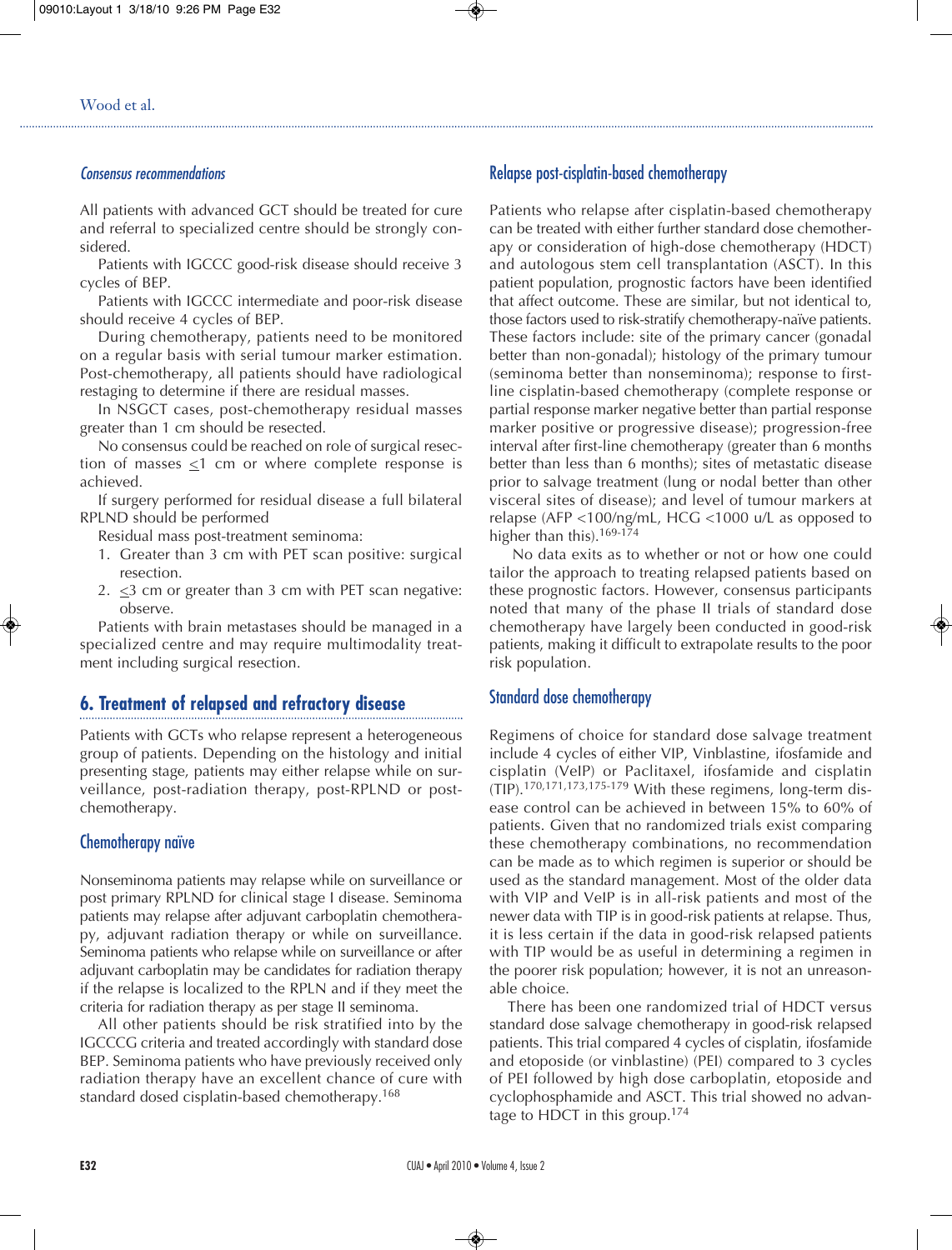### *Consensus recommendations*

All patients with advanced GCT should be treated for cure and referral to specialized centre should be strongly considered.

Patients with IGCCC good-risk disease should receive 3 cycles of BEP.

Patients with IGCCC intermediate and poor-risk disease should receive 4 cycles of BEP.

During chemotherapy, patients need to be monitored on a regular basis with serial tumour marker estimation. Post-chemotherapy, all patients should have radiological restaging to determine if there are residual masses.

In NSGCT cases, post-chemotherapy residual masses greater than 1 cm should be resected.

No consensus could be reached on role of surgical resection of masses ≤1 cm or where complete response is achieved.

If surgery performed for residual disease a full bilateral RPLND should be performed

Residual mass post-treatment seminoma:

1. Greater than 3 cm with PET scan positive: surgical resection.
2. ≤3 cm or greater than 3 cm with PET scan negative: observe.

Patients with brain metastases should be managed in a specialized centre and may require multimodality treatment including surgical resection.

## 6. Treatment of relapsed and refractory disease

Patients with GCTs who relapse represent a heterogeneous group of patients. Depending on the histology and initial presenting stage, patients may either relapse while on surveillance, post-radiation therapy, post-RPLND or post-chemotherapy.

### Chemotherapy naïve

Nonseminoma patients may relapse while on surveillance or post primary RPLND for clinical stage I disease. Seminoma patients may relapse after adjuvant carboplatin chemotherapy, adjuvant radiation therapy or while on surveillance. Seminoma patients who relapse while on surveillance or after adjuvant carboplatin may be candidates for radiation therapy if the relapse is localized to the RPLN and if they meet the criteria for radiation therapy as per stage II seminoma.

All other patients should be risk stratified into by the IGCCCG criteria and treated accordingly with standard dose BEP. Seminoma patients who have previously received only radiation therapy have an excellent chance of cure with standard dosed cisplatin-based chemotherapy.[168]

### Relapse post-cisplatin-based chemotherapy

Patients who relapse after cisplatin-based chemotherapy can be treated with either further standard dose chemotherapy or consideration of high-dose chemotherapy (HDCT) and autologous stem cell transplantation (ASCT). In this patient population, prognostic factors have been identified that affect outcome. These are similar, but not identical to, those factors used to risk-stratify chemotherapy-naïve patients. These factors include: site of the primary cancer (gonadal better than non-gonadal); histology of the primary tumour (seminoma better than nonseminoma); response to first-line cisplatin-based chemotherapy (complete response or partial response marker negative better than partial response marker positive or progressive disease); progression-free interval after first-line chemotherapy (greater than 6 months better than less than 6 months); sites of metastatic disease prior to salvage treatment (lung or nodal better than other visceral sites of disease); and level of tumour markers at relapse (AFP <100/ng/mL, HCG <1000 u/L as opposed to higher than this).[169-174]

No data exits as to whether or not or how one could tailor the approach to treating relapsed patients based on these prognostic factors. However, consensus participants noted that many of the phase II trials of standard dose chemotherapy have largely been conducted in good-risk patients, making it difficult to extrapolate results to the poor risk population.

### Standard dose chemotherapy

Regimens of choice for standard dose salvage treatment include 4 cycles of either VIP, Vinblastine, ifosfamide and cisplatin (VeIP) or Paclitaxel, ifosfamide and cisplatin (TIP).[170,171,173,175-179] With these regimens, long-term disease control can be achieved in between 15% to 60% of patients. Given that no randomized trials exist comparing these chemotherapy combinations, no recommendation can be made as to which regimen is superior or should be used as the standard management. Most of the older data with VIP and VeIP is in all-risk patients and most of the newer data with TIP is in good-risk patients at relapse. Thus, it is less certain if the data in good-risk relapsed patients with TIP would be as useful in determining a regimen in the poorer risk population; however, it is not an unreasonable choice.

There has been one randomized trial of HDCT versus standard dose salvage chemotherapy in good-risk relapsed patients. This trial compared 4 cycles of cisplatin, ifosfamide and etoposide (or vinblastine) (PEI) compared to 3 cycles of PEI followed by high dose carboplatin, etoposide and cyclophosphamide and ASCT. This trial showed no advantage to HDCT in this group.[174]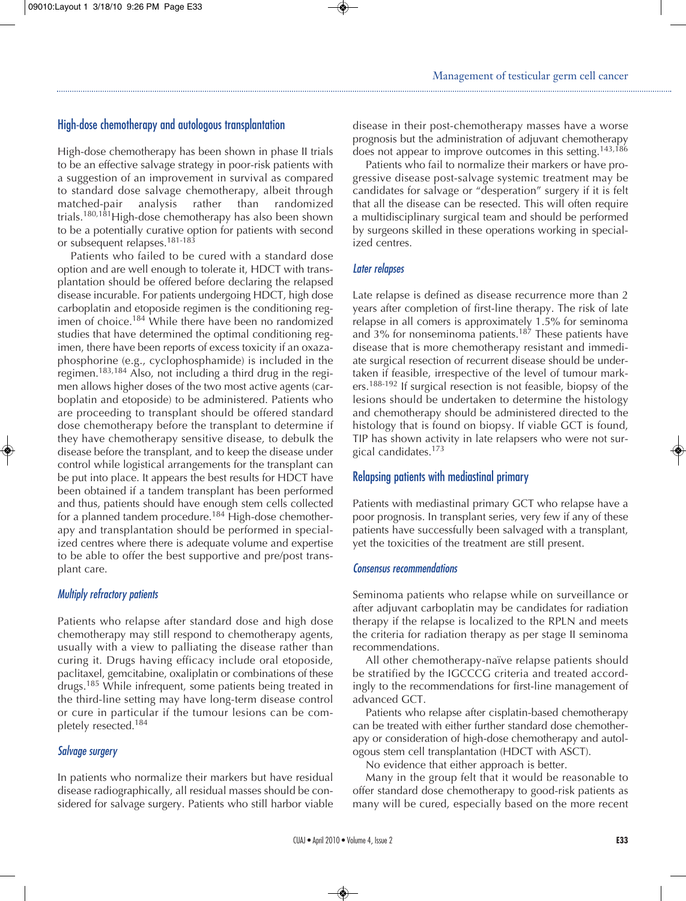## High-dose chemotherapy and autologous transplantation

High-dose chemotherapy has been shown in phase II trials to be an effective salvage strategy in poor-risk patients with a suggestion of an improvement in survival as compared to standard dose salvage chemotherapy, albeit through matched-pair analysis rather than randomized trials.[180,181] High-dose chemotherapy has also been shown to be a potentially curative option for patients with second or subsequent relapses.[181-183]

Patients who failed to be cured with a standard dose option and are well enough to tolerate it, HDCT with transplantation should be offered before declaring the relapsed disease incurable. For patients undergoing HDCT, high dose carboplatin and etoposide regimen is the conditioning regimen of choice.[184] While there have been no randomized studies that have determined the optimal conditioning regimen, there have been reports of excess toxicity if an oxazaphosphorine (e.g., cyclophosphamide) is included in the regimen.[183,184] Also, not including a third drug in the regimen allows higher doses of the two most active agents (carboplatin and etoposide) to be administered. Patients who are proceeding to transplant should be offered standard dose chemotherapy before the transplant to determine if they have chemotherapy sensitive disease, to debulk the disease before the transplant, and to keep the disease under control while logistical arrangements for the transplant can be put into place. It appears the best results for HDCT have been obtained if a tandem transplant has been performed and thus, patients should have enough stem cells collected for a planned tandem procedure.[184] High-dose chemotherapy and transplantation should be performed in specialized centres where there is adequate volume and expertise to be able to offer the best supportive and pre/post transplant care.

### *Multiply refractory patients*

Patients who relapse after standard dose and high dose chemotherapy may still respond to chemotherapy agents, usually with a view to palliating the disease rather than curing it. Drugs having efficacy include oral etoposide, paclitaxel, gemcitabine, oxaliplatin or combinations of these drugs.[185] While infrequent, some patients being treated in the third-line setting may have long-term disease control or cure in particular if the tumour lesions can be completely resected.[184]

### *Salvage surgery*

In patients who normalize their markers but have residual disease radiographically, all residual masses should be considered for salvage surgery. Patients who still harbor viable disease in their post-chemotherapy masses have a worse prognosis but the administration of adjuvant chemotherapy does not appear to improve outcomes in this setting.[143,186]

Patients who fail to normalize their markers or have progressive disease post-salvage systemic treatment may be candidates for salvage or "desperation" surgery if it is felt that all the disease can be resected. This will often require a multidisciplinary surgical team and should be performed by surgeons skilled in these operations working in specialized centres.

### *Later relapses*

Late relapse is defined as disease recurrence more than 2 years after completion of first-line therapy. The risk of late relapse in all comers is approximately 1.5% for seminoma and 3% for nonseminoma patients.[187] These patients have disease that is more chemotherapy resistant and immediate surgical resection of recurrent disease should be undertaken if feasible, irrespective of the level of tumour markers.[188-192] If surgical resection is not feasible, biopsy of the lesions should be undertaken to determine the histology and chemotherapy should be administered directed to the histology that is found on biopsy. If viable GCT is found, TIP has shown activity in late relapsers who were not surgical candidates.[173]

## Relapsing patients with mediastinal primary

Patients with mediastinal primary GCT who relapse have a poor prognosis. In transplant series, very few if any of these patients have successfully been salvaged with a transplant, yet the toxicities of the treatment are still present.

### *Consensus recommendations*

Seminoma patients who relapse while on surveillance or after adjuvant carboplatin may be candidates for radiation therapy if the relapse is localized to the RPLN and meets the criteria for radiation therapy as per stage II seminoma recommendations.

All other chemotherapy-naïve relapse patients should be stratified by the IGCCCG criteria and treated accordingly to the recommendations for first-line management of advanced GCT.

Patients who relapse after cisplatin-based chemotherapy can be treated with either further standard dose chemotherapy or consideration of high-dose chemotherapy and autologous stem cell transplantation (HDCT with ASCT).

No evidence that either approach is better.

Many in the group felt that it would be reasonable to offer standard dose chemotherapy to good-risk patients as many will be cured, especially based on the more recent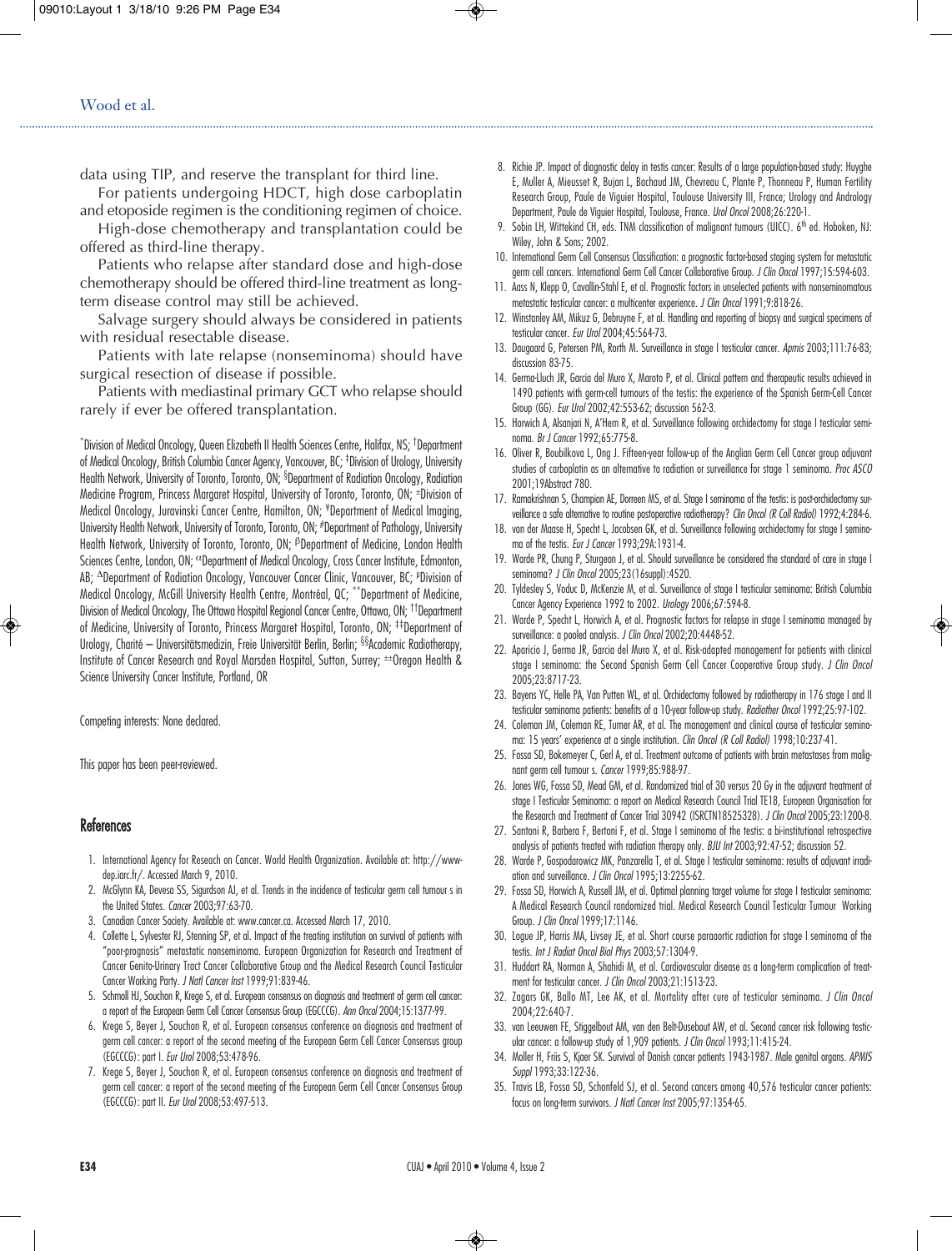data using TIP, and reserve the transplant for third line.

For patients undergoing HDCT, high dose carboplatin and etoposide regimen is the conditioning regimen of choice.

High-dose chemotherapy and transplantation could be offered as third-line therapy.

Patients who relapse after standard dose and high-dose chemotherapy should be offered third-line treatment as long-term disease control may still be achieved.

Salvage surgery should always be considered in patients with residual resectable disease.

Patients with late relapse (nonseminoma) should have surgical resection of disease if possible.

Patients with mediastinal primary GCT who relapse should rarely if ever be offered transplantation.

*Division of Medical Oncology, Queen Elizabeth II Health Sciences Centre, Halifax, NS; †Department of Medical Oncology, British Columbia Cancer Agency, Vancouver, BC; ‡Division of Urology, University Health Network, University of Toronto, Toronto, ON; §Department of Radiation Oncology, Radiation Medicine Program, Princess Margaret Hospital, University of Toronto, Toronto, ON; ±Division of Medical Oncology, Juravinski Cancer Centre, Hamilton, ON; ¥Department of Medical Imaging, University Health Network, University of Toronto, Toronto, ON; #Department of Pathology, University Health Network, University of Toronto, Toronto, ON; ßDepartment of Medicine, London Health Sciences Centre, London, ON; ««Department of Medical Oncology, Cross Cancer Institute, Edmonton, AB; ΔDepartment of Radiation Oncology, Vancouver Cancer Clinic, Vancouver, BC; ¤Division of Medical Oncology, McGill University Health Centre, Montréal, QC; **Department of Medicine, Division of Medical Oncology, The Ottawa Hospital Regional Cancer Centre, Ottawa, ON; ††Department of Medicine, University of Toronto, Princess Margaret Hospital, Toronto, ON; ‡‡Department of Urology, Charité – Universitätsmedizin, Freie Universität Berlin, Berlin; §§Academic Radiotherapy, Institute of Cancer Research and Royal Marsden Hospital, Sutton, Surrey; ±±Oregon Health & Science University Cancer Institute, Portland, OR

Competing interests: None declared.

This paper has been peer-reviewed.

## References

1. International Agency for Reseach on Cancer. World Health Organization. Available at: http://www-dep.iarc.fr/. Accessed March 9, 2010.
2. McGlynn KA, Devesa SS, Sigurdson AJ, et al. Trends in the incidence of testicular germ cell tumour s in the United States. *Cancer* 2003;97:63-70.
3. Canadian Cancer Society. Available at: www.cancer.ca. Accessed March 17, 2010.
4. Collette L, Sylvester RJ, Stenning SP, et al. Impact of the treating institution on survival of patients with "poor-prognosis" metastatic nonseminoma. European Organization for Research and Treatment of Cancer Genito-Urinary Tract Cancer Collaborative Group and the Medical Research Council Testicular Cancer Working Party. *J Natl Cancer Inst* 1999;91:839-46.
5. Schmoll HJ, Souchon R, Krege S, et al. European consensus on diagnosis and treatment of germ cell cancer: a report of the European Germ Cell Cancer Consensus Group (EGCCCG). *Ann Oncol* 2004;15:1377-99.
6. Krege S, Beyer J, Souchon R, et al. European consensus conference on diagnosis and treatment of germ cell cancer: a report of the second meeting of the European Germ Cell Cancer Consensus group (EGCCCG): part I. *Eur Urol* 2008;53:478-96.
7. Krege S, Beyer J, Souchon R, et al. European consensus conference on diagnosis and treatment of germ cell cancer: a report of the second meeting of the European Germ Cell Cancer Consensus Group (EGCCCG): part II. *Eur Urol* 2008;53:497-513.
8. Richie JP. Impact of diagnostic delay in testis cancer: Results of a large population-based study: Huyghe E, Muller A, Mieusset R, Bujan L, Bachaud JM, Chevreau C, Plante P, Thonneau P, Human Fertility Research Group, Paule de Viguier Hospital, Toulouse University III, France; Urology and Andrology Department, Paule de Viguier Hospital, Toulouse, France. *Urol Oncol* 2008;26:220-1.
9. Sobin LH, Wittekind CH, eds. TNM classification of malignant tumours (UICC). 6th ed. Hoboken, NJ: Wiley, John & Sons; 2002.
10. International Germ Cell Consensus Classification: a prognostic factor-based staging system for metastatic germ cell cancers. International Germ Cell Cancer Collaborative Group. *J Clin Oncol* 1997;15:594-603.
11. Aass N, Klepp O, Cavallin-Stahl E, et al. Prognostic factors in unselected patients with nonseminomatous metastatic testicular cancer: a multicenter experience. *J Clin Oncol* 1991;9:818-26.
12. Winstanley AM, Mikuz G, Debruyne F, et al. Handling and reporting of biopsy and surgical specimens of testicular cancer. *Eur Urol* 2004;45:564-73.
13. Daugaard G, Petersen PM, Rorth M. Surveillance in stage I testicular cancer. *Apmis* 2003;111:76-83; discussion 83-75.
14. Germa-Lluch JR, Garcia del Muro X, Maroto P, et al. Clinical pattern and therapeutic results achieved in 1490 patients with germ-cell tumours of the testis: the experience of the Spanish Germ-Cell Cancer Group (GG). *Eur Urol* 2002;42:553-62; discussion 562-3.
15. Horwich A, Alsanjari N, A'Hern R, et al. Surveillance following orchidectomy for stage I testicular seminoma. *Br J Cancer* 1992;65:775-8.
16. Oliver R, Boubilkova L, Ong J. Fifteen-year follow-up of the Anglian Germ Cell Cancer group adjuvant studies of carboplatin as an alternative to radiation or surveillance for stage 1 seminoma. *Proc ASCO* 2001;19Abstract 780.
17. Ramakrishnan S, Champion AE, Dorreen MS, et al. Stage I seminoma of the testis: is post-orchidectomy surveillance a safe alternative to routine postoperative radiotherapy? *Clin Oncol (R Coll Radiol)* 1992;4:284-6.
18. von der Maase H, Specht L, Jacobsen GK, et al. Surveillance following orchidectomy for stage I seminoma of the testis. *Eur J Cancer* 1993;29A:1931-4.
19. Warde PR, Chung P, Sturgeon J, et al. Should surveillance be considered the standard of care in stage I seminoma? *J Clin Oncol* 2005;23(16suppl):4520.
20. Tyldesley S, Voduc D, McKenzie M, et al. Surveillance of stage I testicular seminoma: British Columbia Cancer Agency Experience 1992 to 2002. *Urology* 2006;67:594-8.
21. Warde P, Specht L, Horwich A, et al. Prognostic factors for relapse in stage I seminoma managed by surveillance: a pooled analysis. *J Clin Oncol* 2002;20:4448-52.
22. Aparicio J, Germa JR, Garcia del Muro X, et al. Risk-adapted management for patients with clinical stage I seminoma: the Second Spanish Germ Cell Cancer Cooperative Group study. *J Clin Oncol* 2005;23:8717-23.
23. Bayens YC, Helle PA, Van Putten WL, et al. Orchidectomy followed by radiotherapy in 176 stage I and II testicular seminoma patients: benefits of a 10-year follow-up study. *Radiother Oncol* 1992;25:97-102.
24. Coleman JM, Coleman RE, Turner AR, et al. The management and clinical course of testicular seminoma: 15 years' experience at a single institution. *Clin Oncol (R Coll Radiol)* 1998;10:237-41.
25. Fossa SD, Bokemeyer C, Gerl A, et al. Treatment outcome of patients with brain metastases from malignant germ cell tumour s. *Cancer* 1999;85:988-97.
26. Jones WG, Fossa SD, Mead GM, et al. Randomized trial of 30 versus 20 Gy in the adjuvant treatment of stage I Testicular Seminoma: a report on Medical Research Council Trial TE18, European Organisation for the Research and Treatment of Cancer Trial 30942 (ISRCTN18525328). *J Clin Oncol* 2005;23:1200-8.
27. Santoni R, Barbera F, Bertoni F, et al. Stage I seminoma of the testis: a bi-institutional retrospective analysis of patients treated with radiation therapy only. *BJU Int* 2003;92:47-52; discussion 52.
28. Warde P, Gospodarowicz MK, Panzarella T, et al. Stage I testicular seminoma: results of adjuvant irradiation and surveillance. *J Clin Oncol* 1995;13:2255-62.
29. Fossa SD, Horwich A, Russell JM, et al. Optimal planning target volume for stage I testicular seminoma: A Medical Research Council randomized trial. Medical Research Council Testicular Tumour Working Group. *J Clin Oncol* 1999;17:1146.
30. Logue JP, Harris MA, Livsey JE, et al. Short course paraaortic radiation for stage I seminoma of the testis. *Int J Radiat Oncol Biol Phys* 2003;57:1304-9.
31. Huddart RA, Norman A, Shahidi M, et al. Cardiovascular disease as a long-term complication of treatment for testicular cancer. *J Clin Oncol* 2003;21:1513-23.
32. Zagars GK, Ballo MT, Lee AK, et al. Mortality after cure of testicular seminoma. *J Clin Oncol* 2004;22:640-7.
33. van Leeuwen FE, Stiggelbout AM, van den Belt-Dusebout AW, et al. Second cancer risk following testicular cancer: a follow-up study of 1,909 patients. *J Clin Oncol* 1993;11:415-24.
34. Moller H, Friis S, Kjaer SK. Survival of Danish cancer patients 1943-1987. Male genital organs. *APMIS Suppl* 1993;33:122-36.
35. Travis LB, Fossa SD, Schonfeld SJ, et al. Second cancers among 40,576 testicular cancer patients: focus on long-term survivors. *J Natl Cancer Inst* 2005;97:1354-65.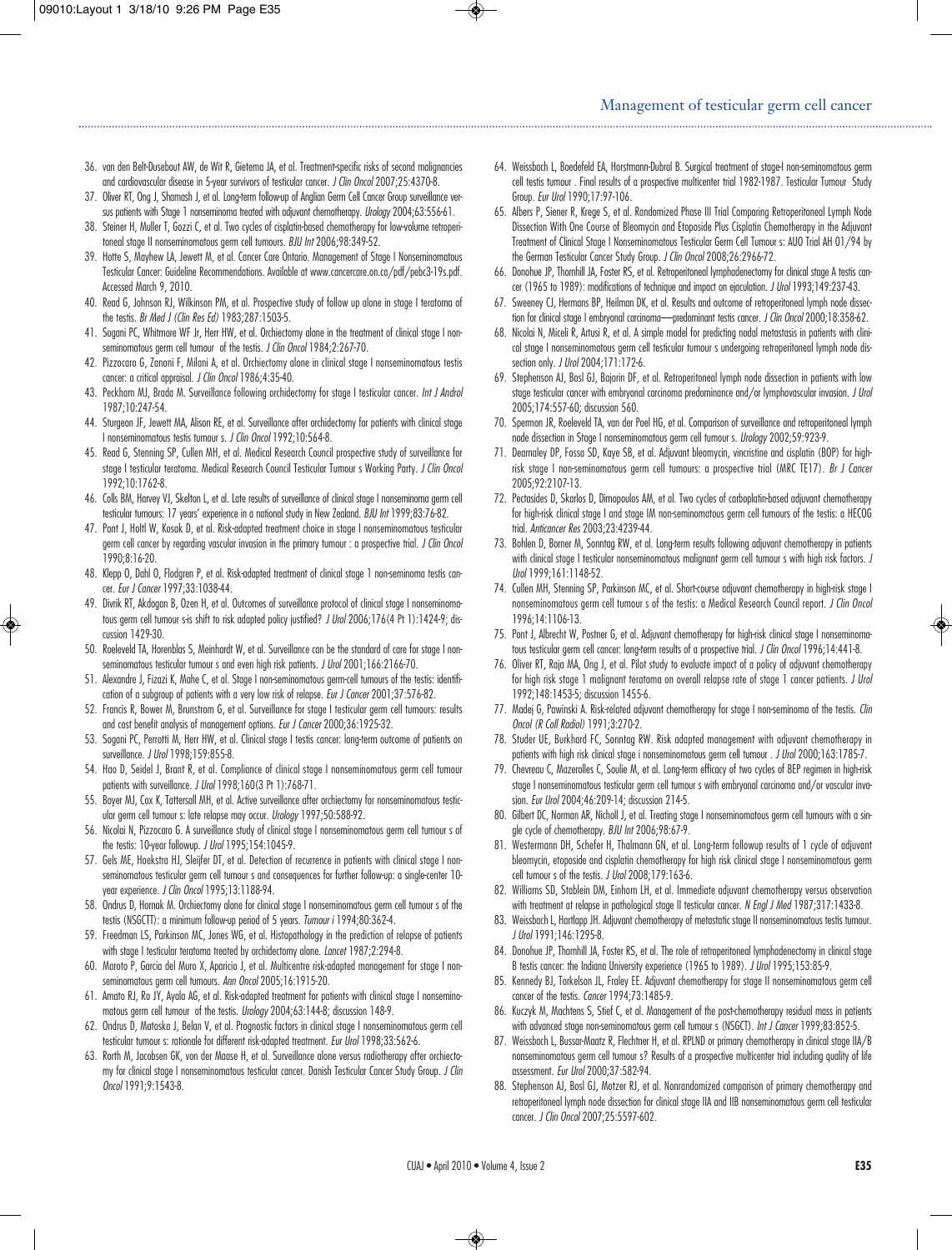36. van den Belt-Dusebout AW, de Wit R, Gietema JA, et al. Treatment-specific risks of second malignancies and cardiovascular disease in 5-year survivors of testicular cancer. *J Clin Oncol* 2007;25:4370-8.
37. Oliver RT, Ong J, Shamash J, et al. Long-term follow-up of Anglian Germ Cell Cancer Group surveillance versus patients with Stage 1 nonseminoma treated with adjuvant chemotherapy. *Urology* 2004;63:556-61.
38. Steiner H, Muller T, Gozzi C, et al. Two cycles of cisplatin-based chemotherapy for low-volume retroperitoneal stage II nonseminomatous germ cell tumours. *BJU Int* 2006;98:349-52.
39. Hotte S, Mayhew LA, Jewett M, et al. Cancer Care Ontario. Management of Stage I Nonseminomatous Testicular Cancer: Guideline Recommendations. Available at www.cancercare.on.ca/pdf/pebc3-19s.pdf. Accessed March 9, 2010.
40. Read G, Johnson RJ, Wilkinson PM, et al. Prospective study of follow up alone in stage I teratoma of the testis. *Br Med J (Clin Res Ed)* 1983;287:1503-5.
41. Sogani PC, Whitmore WF Jr, Herr HW, et al. Orchiectomy alone in the treatment of clinical stage I nonseminomatous germ cell tumour of the testis. *J Clin Oncol* 1984;2:267-70.
42. Pizzocaro G, Zanoni F, Milani A, et al. Orchiectomy alone in clinical stage I nonseminomatous testis cancer: a critical appraisal. *J Clin Oncol* 1986;4:35-40.
43. Peckham MJ, Brada M. Surveillance following orchidectomy for stage I testicular cancer. *Int J Androl* 1987;10:247-54.
44. Sturgeon JF, Jewett MA, Alison RE, et al. Surveillance after orchidectomy for patients with clinical stage I nonseminomatous testis tumour s. *J Clin Oncol* 1992;10:564-8.
45. Read G, Stenning SP, Cullen MH, et al. Medical Research Council prospective study of surveillance for stage I testicular teratoma. Medical Research Council Testicular Tumour s Working Party. *J Clin Oncol* 1992;10:1762-8.
46. Colls BM, Harvey VJ, Skelton L, et al. Late results of surveillance of clinical stage I nonseminoma germ cell testicular tumours: 17 years' experience in a national study in New Zealand. *BJU Int* 1999;83:76-82.
47. Pont J, Holtl W, Kosak D, et al. Risk-adapted treatment choice in stage I nonseminomatous testicular germ cell cancer by regarding vascular invasion in the primary tumour : a prospective trial. *J Clin Oncol* 1990;8:16-20.
48. Klepp O, Dahl O, Flodgren P, et al. Risk-adapted treatment of clinical stage 1 non-seminoma testis cancer. *Eur J Cancer* 1997;33:1038-44.
49. Divrik RT, Akdogan B, Ozen H, et al. Outcomes of surveillance protocol of clinical stage I nonseminomatous germ cell tumour s-is shift to risk adapted policy justified? *J Urol* 2006;176(4 Pt 1):1424-9; discussion 1429-30.
50. Roeleveld TA, Horenblas S, Meinhardt W, et al. Surveillance can be the standard of care for stage I nonseminomatous testicular tumour s and even high risk patients. *J Urol* 2001;166:2166-70.
51. Alexandre J, Fizazi K, Mahe C, et al. Stage I non-seminomatous germ-cell tumours of the testis: identification of a subgroup of patients with a very low risk of relapse. *Eur J Cancer* 2001;37:576-82.
52. Francis R, Bower M, Brunstrom G, et al. Surveillance for stage I testicular germ cell tumours: results and cost benefit analysis of management options. *Eur J Cancer* 2000;36:1925-32.
53. Sogani PC, Perrotti M, Herr HW, et al. Clinical stage I testis cancer: long-term outcome of patients on surveillance. *J Urol* 1998;159:855-8.
54. Hao D, Seidel J, Brant R, et al. Compliance of clinical stage I nonseminomatous germ cell tumour patients with surveillance. *J Urol* 1998;160(3 Pt 1):768-71.
55. Boyer MJ, Cox K, Tattersall MH, et al. Active surveillance after orchiectomy for nonseminomatous testicular germ cell tumour s: late relapse may occur. *Urology* 1997;50:588-92.
56. Nicolai N, Pizzocaro G. A surveillance study of clinical stage I nonseminomatous germ cell tumour s of the testis: 10-year followup. *J Urol* 1995;154:1045-9.
57. Gels ME, Hoekstra HJ, Sleijfer DT, et al. Detection of recurrence in patients with clinical stage I nonseminomatous testicular germ cell tumour s and consequences for further follow-up: a single-center 10-year experience. *J Clin Oncol* 1995;13:1188-94.
58. Ondrus D, Hornak M. Orchiectomy alone for clinical stage I nonseminomatous germ cell tumour s of the testis (NSGCTT): a minimum follow-up period of 5 years. *Tumouri* 1994;80:362-4.
59. Freedman LS, Parkinson MC, Jones WG, et al. Histopathology in the prediction of relapse of patients with stage I testicular teratoma treated by orchidectomy alone. *Lancet* 1987;2:294-8.
60. Maroto P, Garcia del Muro X, Aparicio J, et al. Multicentre risk-adapted management for stage I nonseminomatous germ cell tumours. *Ann Oncol* 2005;16:1915-20.
61. Amato RJ, Ro JY, Ayala AG, et al. Risk-adapted treatment for patients with clinical stage I nonseminomatous germ cell tumour of the testis. *Urology* 2004;63:144-8; discussion 148-9.
62. Ondrus D, Matoska J, Belan V, et al. Prognostic factors in clinical stage I nonseminomatous germ cell testicular tumour s: rationale for different risk-adapted treatment. *Eur Urol* 1998;33:562-6.
63. Rorth M, Jacobsen GK, von der Maase H, et al. Surveillance alone versus radiotherapy after orchiectomy for clinical stage I nonseminomatous testicular cancer. Danish Testicular Cancer Study Group. *J Clin Oncol* 1991;9:1543-8.
64. Weissbach L, Boedefeld EA, Horstmann-Dubral B. Surgical treatment of stage-I non-seminomatous germ cell testis tumour . Final results of a prospective multicenter trial 1982-1987. Testicular Tumour Study Group. *Eur Urol* 1990;17:97-106.
65. Albers P, Siener R, Krege S, et al. Randomized Phase III Trial Comparing Retroperitoneal Lymph Node Dissection With One Course of Bleomycin and Etoposide Plus Cisplatin Chemotherapy in the Adjuvant Treatment of Clinical Stage I Nonseminomatous Testicular Germ Cell Tumour s: AUO Trial AH 01/94 by the German Testicular Cancer Study Group. *J Clin Oncol* 2008;26:2966-72.
66. Donohue JP, Thornhill JA, Foster RS, et al. Retroperitoneal lymphadenectomy for clinical stage A testis cancer (1965 to 1989): modifications of technique and impact on ejaculation. *J Urol* 1993;149:237-43.
67. Sweeney CJ, Hermans BP, Heilman DK, et al. Results and outcome of retroperitoneal lymph node dissection for clinical stage I embryonal carcinoma—predominant testis cancer. *J Clin Oncol* 2000;18:358-62.
68. Nicolai N, Miceli R, Artusi R, et al. A simple model for predicting nodal metastasis in patients with clinical stage I nonseminomatous germ cell testicular tumour s undergoing retroperitoneal lymph node dissection only. *J Urol* 2004;171:172-6.
69. Stephenson AJ, Bosl GJ, Bajorin DF, et al. Retroperitoneal lymph node dissection in patients with low stage testicular cancer with embryonal carcinoma predominance and/or lymphovascular invasion. *J Urol* 2005;174:557-60; discussion 560.
70. Spermon JR, Roeleveld TA, van der Poel HG, et al. Comparison of surveillance and retroperitoneal lymph node dissection in Stage I nonseminomatous germ cell tumour s. *Urology* 2002;59:923-9.
71. Dearnaley DP, Fossa SD, Kaye SB, et al. Adjuvant bleomycin, vincristine and cisplatin (BOP) for high-risk stage I non-seminomatous germ cell tumours: a prospective trial (MRC TE17). *Br J Cancer* 2005;92:2107-13.
72. Pectasides D, Skarlos D, Dimopoulos AM, et al. Two cycles of carboplatin-based adjuvant chemotherapy for high-risk clinical stage I and stage IM non-seminomatous germ cell tumours of the testis: a HECOG trial. *Anticancer Res* 2003;23:4239-44.
73. Bohlen D, Borner M, Sonntag RW, et al. Long-term results following adjuvant chemotherapy in patients with clinical stage I testicular nonseminomatous malignant germ cell tumour s with high risk factors. *J Urol* 1999;161:1148-52.
74. Cullen MH, Stenning SP, Parkinson MC, et al. Short-course adjuvant chemotherapy in high-risk stage I nonseminomatous germ cell tumour s of the testis: a Medical Research Council report. *J Clin Oncol* 1996;14:1106-13.
75. Pont J, Albrecht W, Postner G, et al. Adjuvant chemotherapy for high-risk clinical stage I nonseminomatous testicular germ cell cancer: long-term results of a prospective trial. *J Clin Oncol* 1996;14:441-8.
76. Oliver RT, Raja MA, Ong J, et al. Pilot study to evaluate impact of a policy of adjuvant chemotherapy for high risk stage 1 malignant teratoma on overall relapse rate of stage 1 cancer patients. *J Urol* 1992;148:1453-5; discussion 1455-6.
77. Madej G, Pawinski A. Risk-related adjuvant chemotherapy for stage I non-seminoma of the testis. *Clin Oncol (R Coll Radiol)* 1991;3:270-2.
78. Studer UE, Burkhard FC, Sonntag RW. Risk adapted management with adjuvant chemotherapy in patients with high risk clinical stage i nonseminomatous germ cell tumour . *J Urol* 2000;163:1785-7.
79. Chevreau C, Mazerolles C, Soulie M, et al. Long-term efficacy of two cycles of BEP regimen in high-risk stage I nonseminomatous testicular germ cell tumour s with embryonal carcinoma and/or vascular invasion. *Eur Urol* 2004;46:209-14; discussion 214-5.
80. Gilbert DC, Norman AR, Nicholl J, et al. Treating stage I nonseminomatous germ cell tumours with a single cycle of chemotherapy. *BJU Int* 2006;98:67-9.
81. Westermann DH, Schefer H, Thalmann GN, et al. Long-term followup results of 1 cycle of adjuvant bleomycin, etoposide and cisplatin chemotherapy for high risk clinical stage I nonseminomatous germ cell tumour s of the testis. *J Urol* 2008;179:163-6.
82. Williams SD, Stablein DM, Einhorn LH, et al. Immediate adjuvant chemotherapy versus observation with treatment at relapse in pathological stage II testicular cancer. *N Engl J Med* 1987;317:1433-8.
83. Weissbach L, Hartlapp JH. Adjuvant chemotherapy of metastatic stage II nonseminomatous testis tumour. *J Urol* 1991;146:1295-8.
84. Donohue JP, Thornhill JA, Foster RS, et al. The role of retroperitoneal lymphadenectomy in clinical stage B testis cancer: the Indiana University experience (1965 to 1989). *J Urol* 1995;153:85-9.
85. Kennedy BJ, Torkelson JL, Fraley EE. Adjuvant chemotherapy for stage II nonseminomatous germ cell cancer of the testis. *Cancer* 1994;73:1485-9.
86. Kuczyk M, Machtens S, Stief C, et al. Management of the post-chemotherapy residual mass in patients with advanced stage non-seminomatous germ cell tumour s (NSGCT). *Int J Cancer* 1999;83:852-5.
87. Weissbach L, Bussar-Maatz R, Flechtner H, et al. RPLND or primary chemotherapy in clinical stage IIA/B nonseminomatous germ cell tumour s? Results of a prospective multicenter trial including quality of life assessment. *Eur Urol* 2000;37:582-94.
88. Stephenson AJ, Bosl GJ, Motzer RJ, et al. Nonrandomized comparison of primary chemotherapy and retroperitoneal lymph node dissection for clinical stage IIA and IIB nonseminomatous germ cell testicular cancer. *J Clin Oncol* 2007;25:5597-602.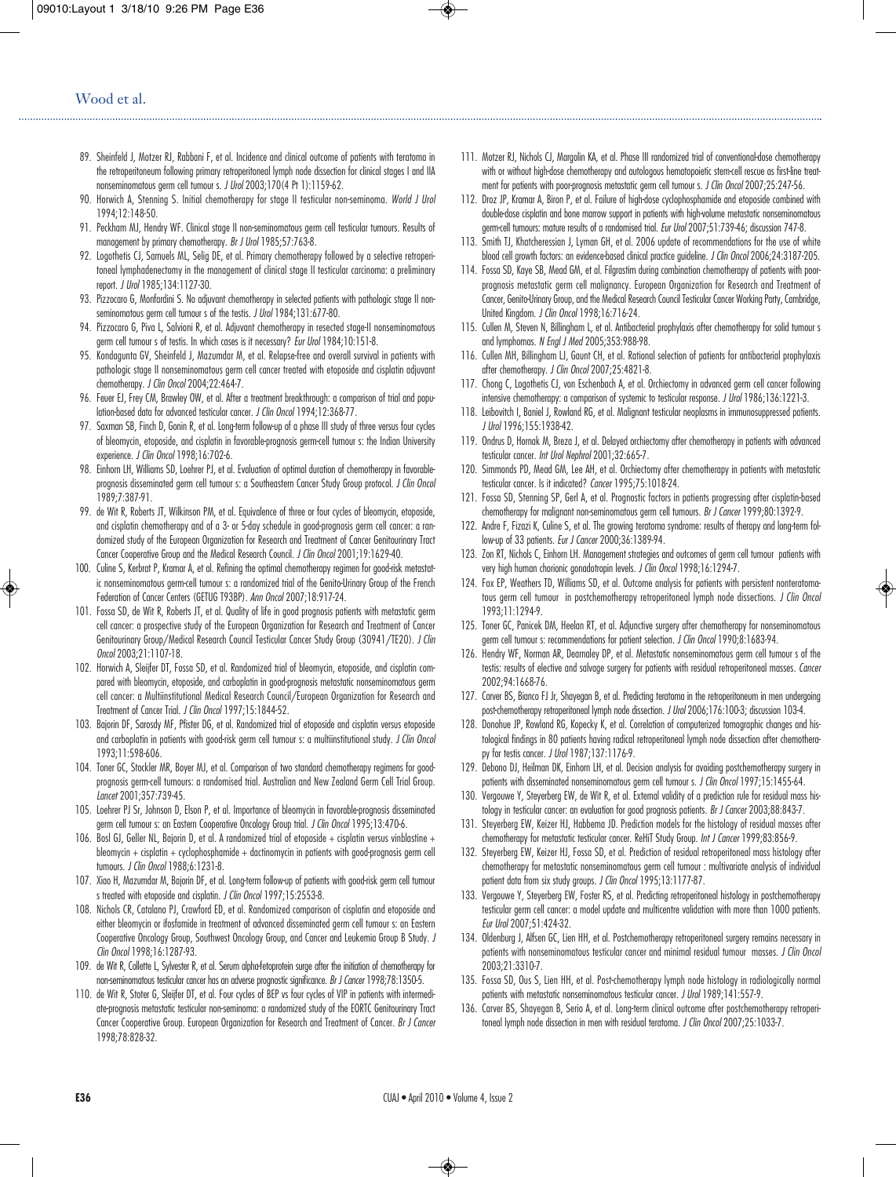89. Sheinfeld J, Motzer RJ, Rabbani F, et al. Incidence and clinical outcome of patients with teratoma in the retroperitoneum following primary retroperitoneal lymph node dissection for clinical stages I and IIA nonseminomatous germ cell tumour s. *J Urol* 2003;170(4 Pt 1):1159-62.
90. Horwich A, Stenning S. Initial chemotherapy for stage II testicular non-seminoma. *World J Urol* 1994;12:148-50.
91. Peckham MJ, Hendry WF. Clinical stage II non-seminomatous germ cell testicular tumours. Results of management by primary chemotherapy. *Br J Urol* 1985;57:763-8.
92. Logothetis CJ, Samuels ML, Selig DE, et al. Primary chemotherapy followed by a selective retroperitoneal lymphadenectomy in the management of clinical stage II testicular carcinoma: a preliminary report. *J Urol* 1985;134:1127-30.
93. Pizzocaro G, Monfardini S. No adjuvant chemotherapy in selected patients with pathologic stage II nonseminomatous germ cell tumour s of the testis. *J Urol* 1984;131:677-80.
94. Pizzocaro G, Piva L, Salvioni R, et al. Adjuvant chemotherapy in resected stage-II nonseminomatous germ cell tumour s of testis. In which cases is it necessary? *Eur Urol* 1984;10:151-8.
95. Kondagunta GV, Sheinfeld J, Mazumdar M, et al. Relapse-free and overall survival in patients with pathologic stage II nonseminomatous germ cell cancer treated with etoposide and cisplatin adjuvant chemotherapy. *J Clin Oncol* 2004;22:464-7.
96. Feuer EJ, Frey CM, Brawley OW, et al. After a treatment breakthrough: a comparison of trial and population-based data for advanced testicular cancer. *J Clin Oncol* 1994;12:368-77.
97. Saxman SB, Finch D, Gonin R, et al. Long-term follow-up of a phase III study of three versus four cycles of bleomycin, etoposide, and cisplatin in favorable-prognosis germ-cell tumour s: the Indian University experience. *J Clin Oncol* 1998;16:702-6.
98. Einhorn LH, Williams SD, Loehrer PJ, et al. Evaluation of optimal duration of chemotherapy in favorable-prognosis disseminated germ cell tumour s: a Southeastern Cancer Study Group protocol. *J Clin Oncol* 1989;7:387-91.
99. de Wit R, Roberts JT, Wilkinson PM, et al. Equivalence of three or four cycles of bleomycin, etoposide, and cisplatin chemotherapy and of a 3- or 5-day schedule in good-prognosis germ cell cancer: a randomized study of the European Organization for Research and Treatment of Cancer Genitourinary Tract Cancer Cooperative Group and the Medical Research Council. *J Clin Oncol* 2001;19:1629-40.
100. Culine S, Kerbrat P, Kramar A, et al. Refining the optimal chemotherapy regimen for good-risk metastatic nonseminomatous germ-cell tumour s: a randomized trial of the Genito-Urinary Group of the French Federation of Cancer Centers (GETUG T93BP). *Ann Oncol* 2007;18:917-24.
101. Fossa SD, de Wit R, Roberts JT, et al. Quality of life in good prognosis patients with metastatic germ cell cancer: a prospective study of the European Organization for Research and Treatment of Cancer Genitourinary Group/Medical Research Council Testicular Cancer Study Group (30941/TE20). *J Clin Oncol* 2003;21:1107-18.
102. Horwich A, Sleijfer DT, Fossa SD, et al. Randomized trial of bleomycin, etoposide, and cisplatin compared with bleomycin, etoposide, and carboplatin in good-prognosis metastatic nonseminomatous germ cell cancer: a Multiinstitutional Medical Research Council/European Organization for Research and Treatment of Cancer Trial. *J Clin Oncol* 1997;15:1844-52.
103. Bajorin DF, Sarosdy MF, Pfister DG, et al. Randomized trial of etoposide and cisplatin versus etoposide and carboplatin in patients with good-risk germ cell tumour s: a multiinstitutional study. *J Clin Oncol* 1993;11:598-606.
104. Toner GC, Stockler MR, Boyer MJ, et al. Comparison of two standard chemotherapy regimens for good-prognosis germ-cell tumours: a randomised trial. Australian and New Zealand Germ Cell Trial Group. *Lancet* 2001;357:739-45.
105. Loehrer PJ Sr, Johnson D, Elson P, et al. Importance of bleomycin in favorable-prognosis disseminated germ cell tumour s: an Eastern Cooperative Oncology Group trial. *J Clin Oncol* 1995;13:470-6.
106. Bosl GJ, Geller NL, Bajorin D, et al. A randomized trial of etoposide + cisplatin versus vinblastine + bleomycin + cisplatin + cyclophosphamide + dactinomycin in patients with good-prognosis germ cell tumours. *J Clin Oncol* 1988;6:1231-8.
107. Xiao H, Mazumdar M, Bajorin DF, et al. Long-term follow-up of patients with good-risk germ cell tumour s treated with etoposide and cisplatin. *J Clin Oncol* 1997;15:2553-8.
108. Nichols CR, Catalano PJ, Crawford ED, et al. Randomized comparison of cisplatin and etoposide and either bleomycin or ifosfamide in treatment of advanced disseminated germ cell tumour s: an Eastern Cooperative Oncology Group, Southwest Oncology Group, and Cancer and Leukemia Group B Study. *J Clin Oncol* 1998;16:1287-93.
109. de Wit R, Collette L, Sylvester R, et al. Serum alpha-fetoprotein surge after the initiation of chemotherapy for non-seminomatous testicular cancer has an adverse prognostic significance. *Br J Cancer* 1998;78:1350-5.
110. de Wit R, Stoter G, Sleijfer DT, et al. Four cycles of BEP vs four cycles of VIP in patients with intermediate-prognosis metastatic testicular non-seminoma: a randomized study of the EORTC Genitourinary Tract Cancer Cooperative Group. European Organization for Research and Treatment of Cancer. *Br J Cancer* 1998;78:828-32.
111. Motzer RJ, Nichols CJ, Margolin KA, et al. Phase III randomized trial of conventional-dose chemotherapy with or without high-dose chemotherapy and autologous hematopoietic stem-cell rescue as first-line treatment for patients with poor-prognosis metastatic germ cell tumour s. *J Clin Oncol* 2007;25:247-56.
112. Droz JP, Kramar A, Biron P, et al. Failure of high-dose cyclophosphamide and etoposide combined with double-dose cisplatin and bone marrow support in patients with high-volume metastatic nonseminomatous germ-cell tumours: mature results of a randomised trial. *Eur Urol* 2007;51:739-46; discussion 747-8.
113. Smith TJ, Khatcheressian J, Lyman GH, et al. 2006 update of recommendations for the use of white blood cell growth factors: an evidence-based clinical practice guideline. *J Clin Oncol* 2006;24:3187-205.
114. Fossa SD, Kaye SB, Mead GM, et al. Filgrastim during combination chemotherapy of patients with poor-prognosis metastatic germ cell malignancy. European Organization for Research and Treatment of Cancer, Genito-Urinary Group, and the Medical Research Council Testicular Cancer Working Party, Cambridge, United Kingdom. *J Clin Oncol* 1998;16:716-24.
115. Cullen M, Steven N, Billingham L, et al. Antibacterial prophylaxis after chemotherapy for solid tumour s and lymphomas. *N Engl J Med* 2005;353:988-98.
116. Cullen MH, Billingham LJ, Gaunt CH, et al. Rational selection of patients for antibacterial prophylaxis after chemotherapy. *J Clin Oncol* 2007;25:4821-8.
117. Chong C, Logothetis CJ, von Eschenbach A, et al. Orchiectomy in advanced germ cell cancer following intensive chemotherapy: a comparison of systemic to testicular response. *J Urol* 1986;136:1221-3.
118. Leibovitch I, Baniel J, Rowland RG, et al. Malignant testicular neoplasms in immunosuppressed patients. *J Urol* 1996;155:1938-42.
119. Ondrus D, Hornak M, Breza J, et al. Delayed orchiectomy after chemotherapy in patients with advanced testicular cancer. *Int Urol Nephrol* 2001;32:665-7.
120. Simmonds PD, Mead GM, Lee AH, et al. Orchiectomy after chemotherapy in patients with metastatic testicular cancer. Is it indicated? *Cancer* 1995;75:1018-24.
121. Fossa SD, Stenning SP, Gerl A, et al. Prognostic factors in patients progressing after cisplatin-based chemotherapy for malignant non-seminomatous germ cell tumours. *Br J Cancer* 1999;80:1392-9.
122. Andre F, Fizazi K, Culine S, et al. The growing teratoma syndrome: results of therapy and long-term follow-up of 33 patients. *Eur J Cancer* 2000;36:1389-94.
123. Zon RT, Nichols C, Einhorn LH. Management strategies and outcomes of germ cell tumour patients with very high human chorionic gonadotropin levels. *J Clin Oncol* 1998;16:1294-7.
124. Fox EP, Weathers TD, Williams SD, et al. Outcome analysis for patients with persistent nonteratomatous germ cell tumour in postchemotherapy retroperitoneal lymph node dissections. *J Clin Oncol* 1993;11:1294-9.
125. Toner GC, Panicek DM, Heelan RT, et al. Adjunctive surgery after chemotherapy for nonseminomatous germ cell tumour s: recommendations for patient selection. *J Clin Oncol* 1990;8:1683-94.
126. Hendry WF, Norman AR, Dearnaley DP, et al. Metastatic nonseminomatous germ cell tumour s of the testis: results of elective and salvage surgery for patients with residual retroperitoneal masses. *Cancer* 2002;94:1668-76.
127. Carver BS, Bianco FJ Jr, Shayegan B, et al. Predicting teratoma in the retroperitoneum in men undergoing post-chemotherapy retroperitoneal lymph node dissection. *J Urol* 2006;176:100-3; discussion 103-4.
128. Donohue JP, Rowland RG, Kopecky K, et al. Correlation of computerized tomographic changes and histological findings in 80 patients having radical retroperitoneal lymph node dissection after chemotherapy for testis cancer. *J Urol* 1987;137:1176-9.
129. Debono DJ, Heilman DK, Einhorn LH, et al. Decision analysis for avoiding postchemotherapy surgery in patients with disseminated nonseminomatous germ cell tumour s. *J Clin Oncol* 1997;15:1455-64.
130. Vergouwe Y, Steyerberg EW, de Wit R, et al. External validity of a prediction rule for residual mass histology in testicular cancer: an evaluation for good prognosis patients. *Br J Cancer* 2003;88:843-7.
131. Steyerberg EW, Keizer HJ, Habbema JD. Prediction models for the histology of residual masses after chemotherapy for metastatic testicular cancer. ReHiT Study Group. *Int J Cancer* 1999;83:856-9.
132. Steyerberg EW, Keizer HJ, Fossa SD, et al. Prediction of residual retroperitoneal mass histology after chemotherapy for metastatic nonseminomatous germ cell tumour : multivariate analysis of individual patient data from six study groups. *J Clin Oncol* 1995;13:1177-87.
133. Vergouwe Y, Steyerberg EW, Foster RS, et al. Predicting retroperitoneal histology in postchemotherapy testicular germ cell cancer: a model update and multicentre validation with more than 1000 patients. *Eur Urol* 2007;51:424-32.
134. Oldenburg J, Alfsen GC, Lien HH, et al. Postchemotherapy retroperitoneal surgery remains necessary in patients with nonseminomatous testicular cancer and minimal residual tumour masses. *J Clin Oncol* 2003;21:3310-7.
135. Fossa SD, Ous S, Lien HH, et al. Post-chemotherapy lymph node histology in radiologically normal patients with metastatic nonseminomatous testicular cancer. *J Urol* 1989;141:557-9.
136. Carver BS, Shayegan B, Serio A, et al. Long-term clinical outcome after postchemotherapy retroperitoneal lymph node dissection in men with residual teratoma. *J Clin Oncol* 2007;25:1033-7.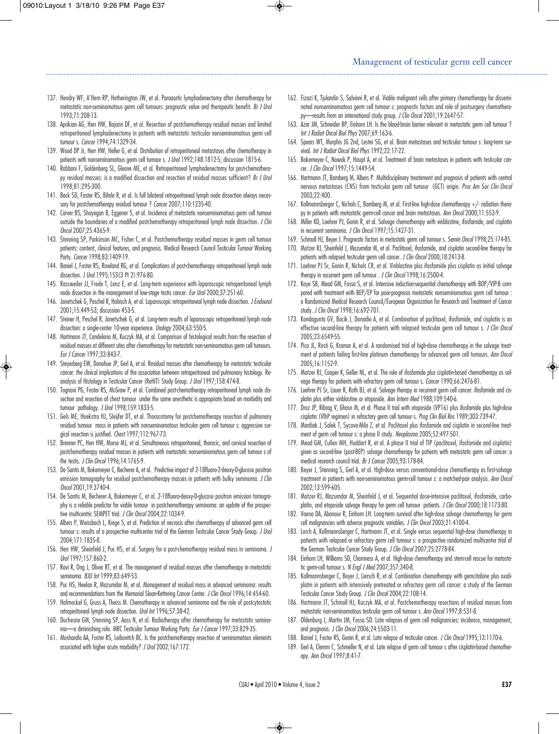137. Hendry WF, A'Hern RP, Hetherington JW, et al. Paraaortic lymphadenectomy after chemotherapy for metastatic non-seminomatous germ cell tumours: prognostic value and therapeutic benefit. *Br J Urol* 1993;71:208-13.
138. Aprikian AG, Herr HW, Bajorin DF, et al. Resection of postchemotherapy residual masses and limited retroperitoneal lymphadenectomy in patients with metastatic testicular nonseminomatous germ cell tumour s. *Cancer* 1994;74:1329-34.
139. Wood DP Jr, Herr HW, Heller G, et al. Distribution of retroperitoneal metastases after chemotherapy in patients with nonseminomatous germ cell tumour s. *J Urol* 1992;148:1812-5; discussion 1815-6.
140. Rabbani F, Goldenberg SL, Gleave ME, et al. Retroperitoneal lymphadenectomy for post-chemotherapy residual masses: is a modified dissection and resection of residual masses sufficient? *Br J Urol* 1998;81:295-300.
141. Beck SD, Foster RS, Bihrle R, et al. Is full bilateral retroperitoneal lymph node dissection always necessary for postchemotherapy residual tumour ? *Cancer* 2007;110:1235-40.
142. Carver BS, Shayegan B, Eggener S, et al. Incidence of metastatic nonseminomatous germ cell tumour outside the boundaries of a modified postchemotherapy retroperitoneal lymph node dissection. *J Clin Oncol* 2007;25:4365-9.
143. Stenning SP, Parkinson MC, Fisher C, et al. Postchemotherapy residual masses in germ cell tumour patients: content, clinical features, and prognosis. Medical Research Council Testicular Tumour Working Party. *Cancer* 1998;83:1409-19.
144. Baniel J, Foster RS, Rowland RG, et al. Complications of post-chemotherapy retroperitoneal lymph node dissection. *J Urol* 1995;153(3 Pt 2):976-80.
145. Rassweiler JJ, Frede T, Lenz E, et al. Long-term experience with laparoscopic retroperitoneal lymph node dissection in the management of low-stage testis cancer. *Eur Urol* 2000;37:251-60.
146. Janetschek G, Peschel R, Hobisch A, et al. Laparoscopic retroperitoneal lymph node dissection. *J Endourol* 2001;15:449-53; discussion 453-5.
147. Steiner H, Peschel R, Janetschek G, et al. Long-term results of laparoscopic retroperitoneal lymph node dissection: a single-center 10-year experience. *Urology* 2004;63:550-5.
148. Hartmann JT, Candelaria M, Kuczyk MA, et al. Comparison of histological results from the resection of residual masses at different sites after chemotherapy for metastatic non-seminomatous germ cell tumours. *Eur J Cancer* 1997;33:843-7.
149. Steyerberg EW, Donohue JP, Gerl A, et al. Residual masses after chemotherapy for metastatic testicular cancer: the clinical implications of the association between retroperitoneal and pulmonary histology. Re-analysis of Histology in Testicular Cancer (ReHiT) Study Group. *J Urol* 1997;158:474-8.
150. Tognoni PG, Foster RS, McGraw P, et al. Combined post-chemotherapy retroperitoneal lymph node dissection and resection of chest tumour under the same anesthetic is appropriate based on morbidity and tumour pathology. *J Urol* 1998;159:1833-5.
151. Gels ME, Hoekstra HJ, Sleijfer DT, et al. Thoracotomy for postchemotherapy resection of pulmonary residual tumour mass in patients with nonseminomatous testicular germ cell tumour s: aggressive surgical resection is justified. *Chest* 1997;112:967-73.
152. Brenner PC, Herr HW, Morse MJ, et al. Simultaneous retroperitoneal, thoracic, and cervical resection of postchemotherapy residual masses in patients with metastatic nonseminomatous germ cell tumour s of the testis. *J Clin Oncol* 1996;14:1765-9.
153. De Santis M, Bokemeyer C, Becherer A, et al. Predictive impact of 2-18fluoro-2-deoxy-D-glucose positron emission tomography for residual postchemotherapy masses in patients with bulky seminoma. *J Clin Oncol* 2001;19:3740-4.
154. De Santis M, Becherer A, Bokemeyer C, et al. 2-18fluoro-deoxy-D-glucose positron emission tomography is a reliable predictor for viable tumour in postchemotherapy seminoma: an update of the prospective multicentric SEMPET trial. *J Clin Oncol* 2004;22:1034-9.
155. Albers P, Weissbach L, Krege S, et al. Prediction of necrosis after chemotherapy of advanced germ cell tumour s: results of a prospective multicenter trial of the German Testicular Cancer Study Group. *J Urol* 2004;171:1835-8.
156. Herr HW, Sheinfeld J, Puc HS, et al. Surgery for a post-chemotherapy residual mass in seminoma. *J Urol* 1997;157:860-2.
157. Ravi R, Ong J, Oliver RT, et al. The management of residual masses after chemotherapy in metastatic seminoma. *BJU Int* 1999;83:649-53.
158. Puc HS, Heelan R, Mazumdar M, et al. Management of residual mass in advanced seminoma: results and recommendations from the Memorial Sloan-Kettering Cancer Center. *J Clin Oncol* 1996;14:454-60.
159. Hofmockel G, Gruss A, Theiss M. Chemotherapy in advanced seminoma and the role of postcytostatic retroperitoneal lymph node dissection. *Urol Int* 1996;57:38-42.
160. Duchesne GM, Stenning SP, Aass N, et al. Radiotherapy after chemotherapy for metastatic seminoma—a diminishing role. MRC Testicular Tumour Working Party. *Eur J Cancer* 1997;33:829-35.
161. Mosharafa AA, Foster RS, Leibovitch BC. Is the postchemotherapy resection of seminomatous elements associated with higher acute morbidity? *J Urol* 2002;167:172.
162. Fizazi K, Tjulandin S, Salvioni R, et al. Viable malignant cells after primary chemotherapy for disseminated nonseminomatous germ cell tumour s: prognostic factors and role of postsurgery chemotherapy—results from an international study group. *J Clin Oncol* 2001;19:2647-57.
163. Azar JM, Schneider BP, Einhorn LH. Is the blood-brain barrier relevant in metastatic germ cell tumour ? *Int J Radiat Oncol Biol Phys* 2007;69:163-6.
164. Spears WT, Morphis JG 2nd, Lester SG, et al. Brain metastases and testicular tumour s: long-term survival. *Int J Radiat Oncol Biol Phys* 1992;22:17-22.
165. Bokemeyer C, Nowak P, Haupt A, et al. Treatment of brain metastases in patients with testicular cancer. *J Clin Oncol* 1997;15:1449-54.
166. Hartmann JT, Bamberg M, Albers P. Multidisciplinary treatement and prognosis of patients with central nervous metastases (CNS) from testicular germ cell tumour (GCT) origin. *Proc Am Soc Clin Oncol* 2003;22:400.
167. Kollmannsberger C, Nichols C, Bamberg M, et al. First-line high-dose chemotherapy +/- radiation therapy in patients with metastatic germ-cell cancer and brain metastases. *Ann Oncol* 2000;11:553-9.
168. Miller KD, Loehrer PJ, Gonin R, et al. Salvage chemotherapy with vinblastine, ifosfamide, and cisplatin in recurrent seminoma. *J Clin Oncol* 1997;15:1427-31.
169. Schmoll HJ, Beyer J. Prognostic factors in metastatic germ cell tumour s. *Semin Oncol* 1998;25:174-85.
170. Motzer RJ, Sheinfeld J, Mazumdar M, et al. Paclitaxel, ifosfamide, and cisplatin second-line therapy for patients with relapsed testicular germ cell cancer. *J Clin Oncol* 2000;18:2413-8.
171. Loehrer PJ Sr, Gonin R, Nichols CR, et al. Vinblastine plus ifosfamide plus cisplatin as initial salvage therapy in recurrent germ cell tumour . *J Clin Oncol* 1998;16:2500-4.
172. Kaye SB, Mead GM, Fossa S, et al. Intensive induction-sequential chemotherapy with BOP/VIP-B compared with treatment with BEP/EP for poor-prognosis metastatic nonseminomatous germ cell tumour : a Randomized Medical Research Council/European Organization for Research and Treatment of Cancer study. *J Clin Oncol* 1998;16:692-701.
173. Kondagunta GV, Bacik J, Donadio A, et al. Combination of paclitaxel, ifosfamide, and cisplatin is an effective second-line therapy for patients with relapsed testicular germ cell tumour s. *J Clin Oncol* 2005;23:6549-55.
174. Pico JL, Rosti G, Kramar A, et al. A randomised trial of high-dose chemotherapy in the salvage treatment of patients failing first-line platinum chemotherapy for advanced germ cell tumours. *Ann Oncol* 2005;16:1152-9.
175. Motzer RJ, Cooper K, Geller NL, et al. The role of ifosfamide plus cisplatin-based chemotherapy as salvage therapy for patients with refractory germ cell tumour s. *Cancer* 1990;66:2476-81.
176. Loehrer PJ Sr, Lauer R, Roth BJ, et al. Salvage therapy in recurrent germ cell cancer: ifosfamide and cisplatin plus either vinblastine or etoposide. *Ann Intern Med* 1988;109:540-6.
177. Droz JP, Ribrag V, Ghosn M, et al. Phase II trial with etoposide (VP16) plus ifosfamide plus high-dose cisplatin (VIhP regimen) in refractory germ cell tumour s. *Prog Clin Biol Res* 1989;303:739-47.
178. Mardiak J, Salek T, Sycova-Mila Z, et al. Paclitaxel plus ifosfamide and cisplatin in second-line treatment of germ cell tumour s: a phase II study. *Neoplasma* 2005;52:497-501.
179. Mead GM, Cullen MH, Huddart R, et al. A phase II trial of TIP (paclitaxel, ifosfamide and cisplatin) given as second-line (post-BEP) salvage chemotherapy for patients with metastatic germ cell cancer: a medical research council trial. *Br J Cancer* 2005;93:178-84.
180. Beyer J, Stenning S, Gerl A, et al. High-dose versus conventional-dose chemotherapy as first-salvage treatment in patients with non-seminomatous germ-cell tumour s: a matched-pair analysis. *Ann Oncol* 2002;13:599-605.
181. Motzer RJ, Mazumdar M, Sheinfeld J, et al. Sequential dose-intensive paclitaxel, ifosfamide, carboplatin, and etoposide salvage therapy for germ cell tumour patients. *J Clin Oncol* 2000;18:1173-80.
182. Vaena DA, Abonour R, Einhorn LH. Long-term survival after high-dose salvage chemotherapy for germ cell malignancies with adverse prognostic variables. *J Clin Oncol* 2003;21:4100-4.
183. Lorch A, Kollmannsberger C, Hartmann JT, et al. Single versus sequential high-dose chemotherapy in patients with relapsed or refractory germ cell tumour s: a prospective randomized multicenter trial of the German Testicular Cancer Study Group. *J Clin Oncol* 2007;25:2778-84.
184. Einhorn LH, Williams SD, Chamness A, et al. High-dose chemotherapy and stem-cell rescue for metastatic germ-cell tumour s. *N Engl J Med* 2007;357:340-8.
185. Kollmannsberger C, Beyer J, Liersch R, et al. Combination chemotherapy with gemcitabine plus oxaliplatin in patients with intensively pretreated or refractory germ cell cancer: a study of the German Testicular Cancer Study Group. *J Clin Oncol* 2004;22:108-14.
186. Hartmann JT, Schmoll HJ, Kuczyk MA, et al. Postchemotherapy resections of residual masses from metastatic non-seminomatous testicular germ cell tumour s. *Ann Oncol* 1997;8:531-8.
187. Oldenburg J, Martin JM, Fossa SD. Late relapses of germ cell malignancies: incidence, management, and prognosis. *J Clin Oncol* 2006;24:5503-11.
188. Baniel J, Foster RS, Gonin R, et al. Late relapse of testicular cancer. *J Clin Oncol* 1995;13:1170-6.
189. Gerl A, Clemm C, Schmeller N, et al. Late relapse of germ cell tumour s after cisplatin-based chemotherapy. *Ann Oncol* 1997;8:41-7.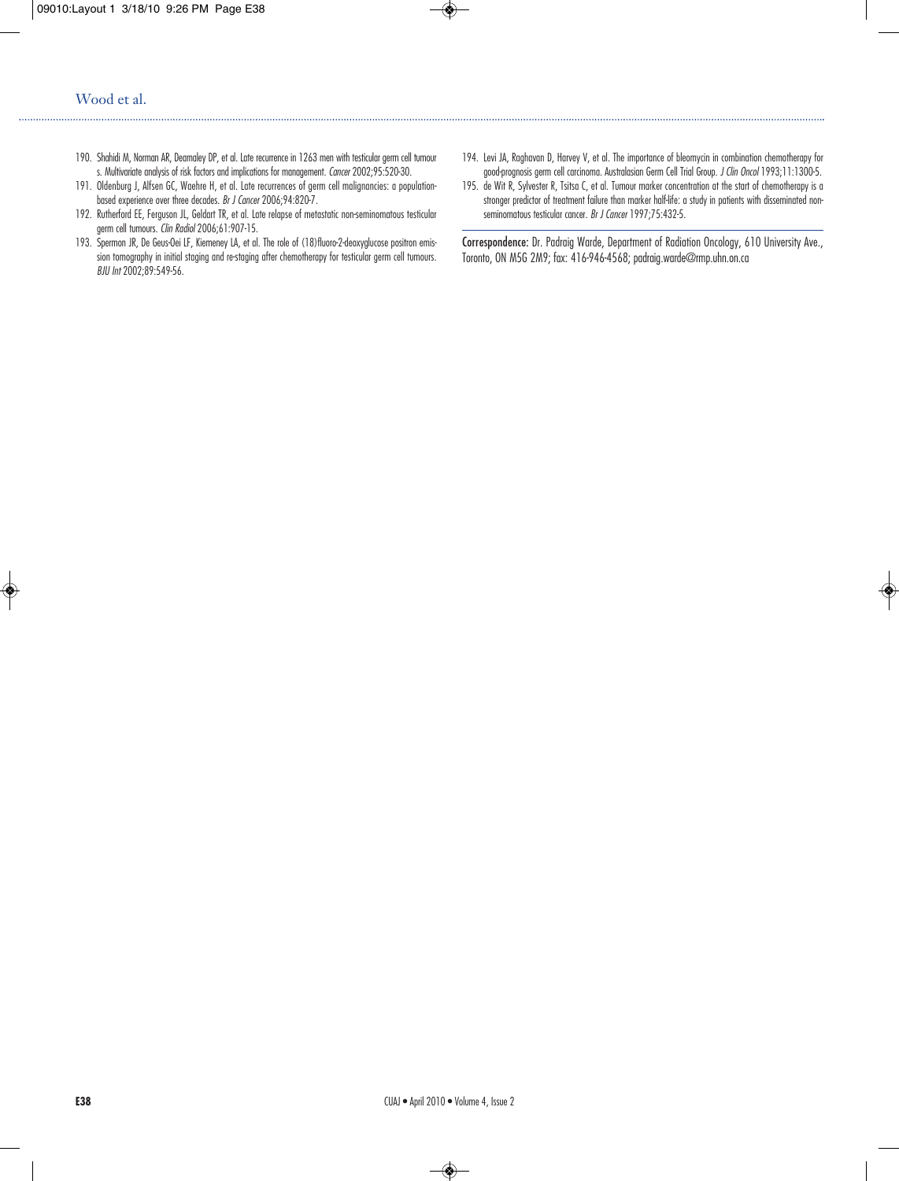190. Shahidi M, Norman AR, Dearnaley DP, et al. Late recurrence in 1263 men with testicular germ cell tumours. Multivariate analysis of risk factors and implications for management. *Cancer* 2002;95:520-30.
191. Oldenburg J, Alfsen GC, Waehre H, et al. Late recurrences of germ cell malignancies: a population-based experience over three decades. *Br J Cancer* 2006;94:820-7.
192. Rutherford EE, Ferguson JL, Geldart TR, et al. Late relapse of metastatic non-seminomatous testicular germ cell tumours. *Clin Radiol* 2006;61:907-15.
193. Spermon JR, De Geus-Oei LF, Kiemeney LA, et al. The role of (18)fluoro-2-deoxyglucose positron emission tomography in initial staging and re-staging after chemotherapy for testicular germ cell tumours. *BJU Int* 2002;89:549-56.
194. Levi JA, Raghavan D, Harvey V, et al. The importance of bleomycin in combination chemotherapy for good-prognosis germ cell carcinoma. Australasian Germ Cell Trial Group. *J Clin Oncol* 1993;11:1300-5.
195. de Wit R, Sylvester R, Tsitsa C, et al. Tumour marker concentration at the start of chemotherapy is a stronger predictor of treatment failure than marker half-life: a study in patients with disseminated non-seminomatous testicular cancer. *Br J Cancer* 1997;75:432-5.

**Correspondence:** Dr. Padraig Warde, Department of Radiation Oncology, 610 University Ave., Toronto, ON M5G 2M9; fax: 416-946-4568; padraig.warde@rmp.uhn.on.ca